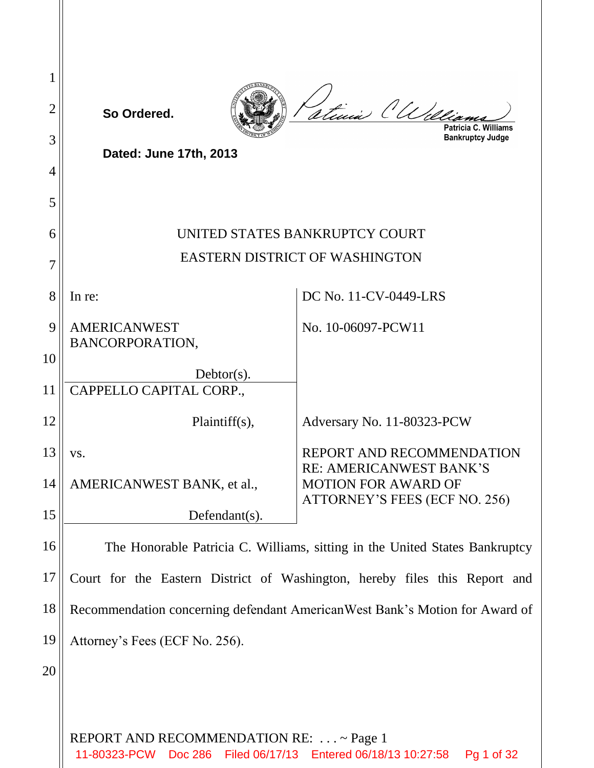**So Ordered.**

Patricia C. Williams
Bankruptcy Judge

**Dated: June 17th, 2013**

UNITED STATES BANKRUPTCY COURT
EASTERN DISTRICT OF WASHINGTON

| | |
|---|---|
| In re: | DC No. 11-CV-0449-LRS |
| AMERICANWEST BANCORPORATION, Debtor(s). | No. 10-06097-PCW11 |
| CAPPELLO CAPITAL CORP., Plaintiff(s), | Adversary No. 11-80323-PCW |
| vs. AMERICANWEST BANK, et al., Defendant(s). | REPORT AND RECOMMENDATION RE: AMERICANWEST BANK'S MOTION FOR AWARD OF ATTORNEY'S FEES (ECF NO. 256) |

The Honorable Patricia C. Williams, sitting in the United States Bankruptcy Court for the Eastern District of Washington, hereby files this Report and Recommendation concerning defendant AmericanWest Bank's Motion for Award of Attorney's Fees (ECF No. 256).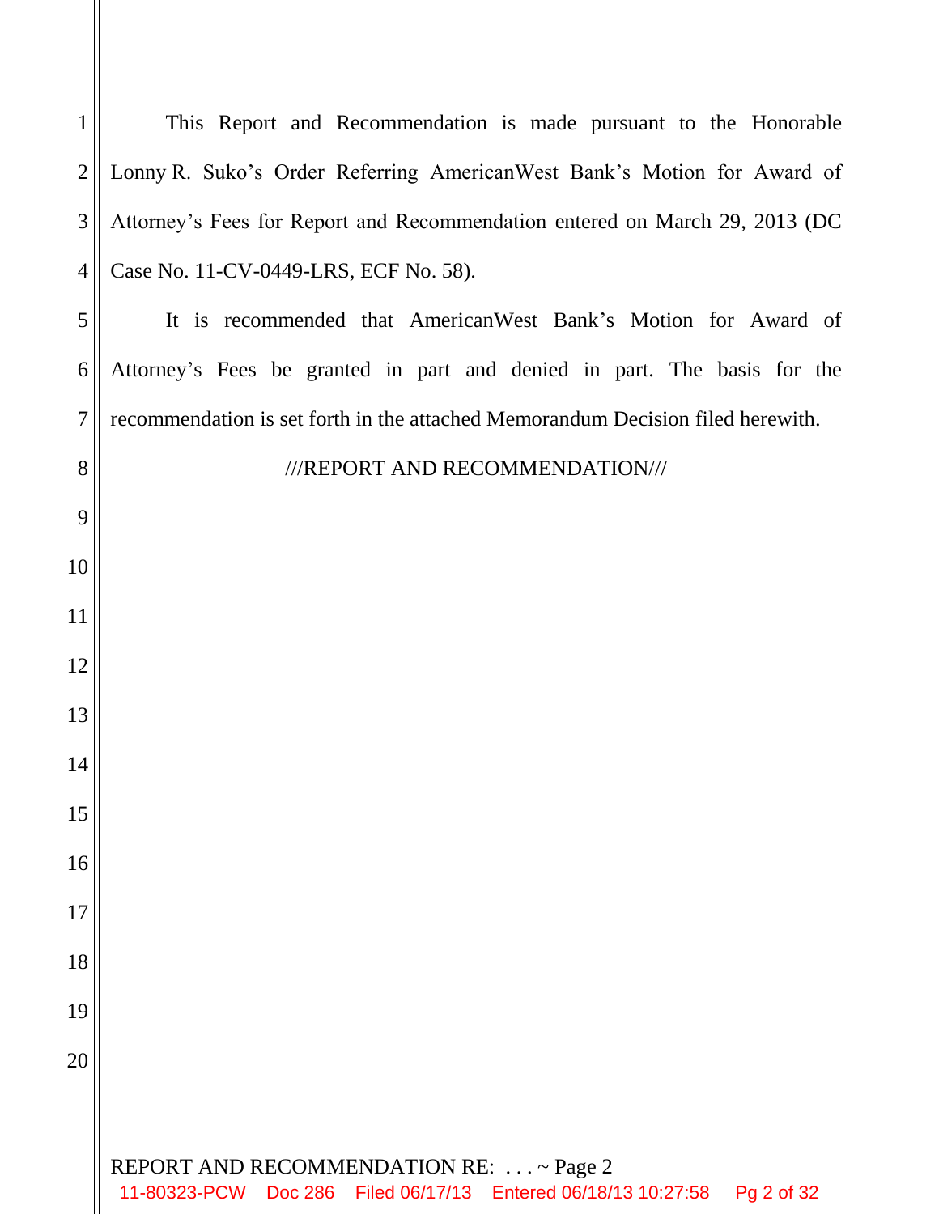This Report and Recommendation is made pursuant to the Honorable Lonny R. Suko's Order Referring AmericanWest Bank's Motion for Award of Attorney's Fees for Report and Recommendation entered on March 29, 2013 (DC Case No. 11-CV-0449-LRS, ECF No. 58).

It is recommended that AmericanWest Bank's Motion for Award of Attorney's Fees be granted in part and denied in part. The basis for the recommendation is set forth in the attached Memorandum Decision filed herewith.

///REPORT AND RECOMMENDATION///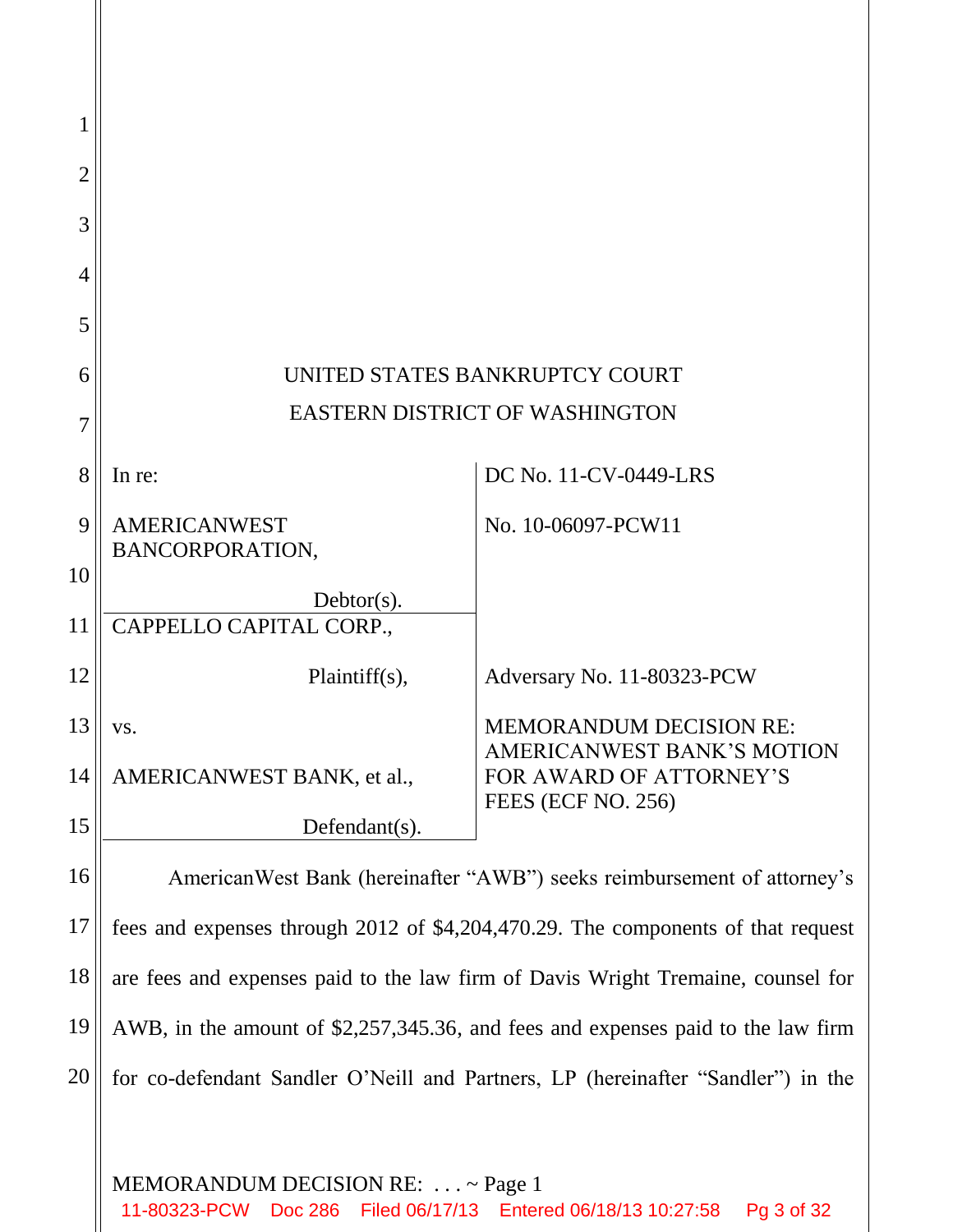UNITED STATES BANKRUPTCY COURT

EASTERN DISTRICT OF WASHINGTON

| | |
|---|---|
| In re:<br><br>AMERICANWEST BANCORPORATION,<br><br>Debtor(s). | DC No. 11-CV-0449-LRS<br><br>No. 10-06097-PCW11 |
| CAPPELLO CAPITAL CORP.,<br><br>Plaintiff(s),<br><br>vs.<br><br>AMERICANWEST BANK, et al.,<br><br>Defendant(s). | Adversary No. 11-80323-PCW<br><br>MEMORANDUM DECISION RE: AMERICANWEST BANK'S MOTION FOR AWARD OF ATTORNEY'S FEES (ECF NO. 256) |

AmericanWest Bank (hereinafter "AWB") seeks reimbursement of attorney's fees and expenses through 2012 of $4,204,470.29. The components of that request are fees and expenses paid to the law firm of Davis Wright Tremaine, counsel for AWB, in the amount of $2,257,345.36, and fees and expenses paid to the law firm for co-defendant Sandler O'Neill and Partners, LP (hereinafter "Sandler") in the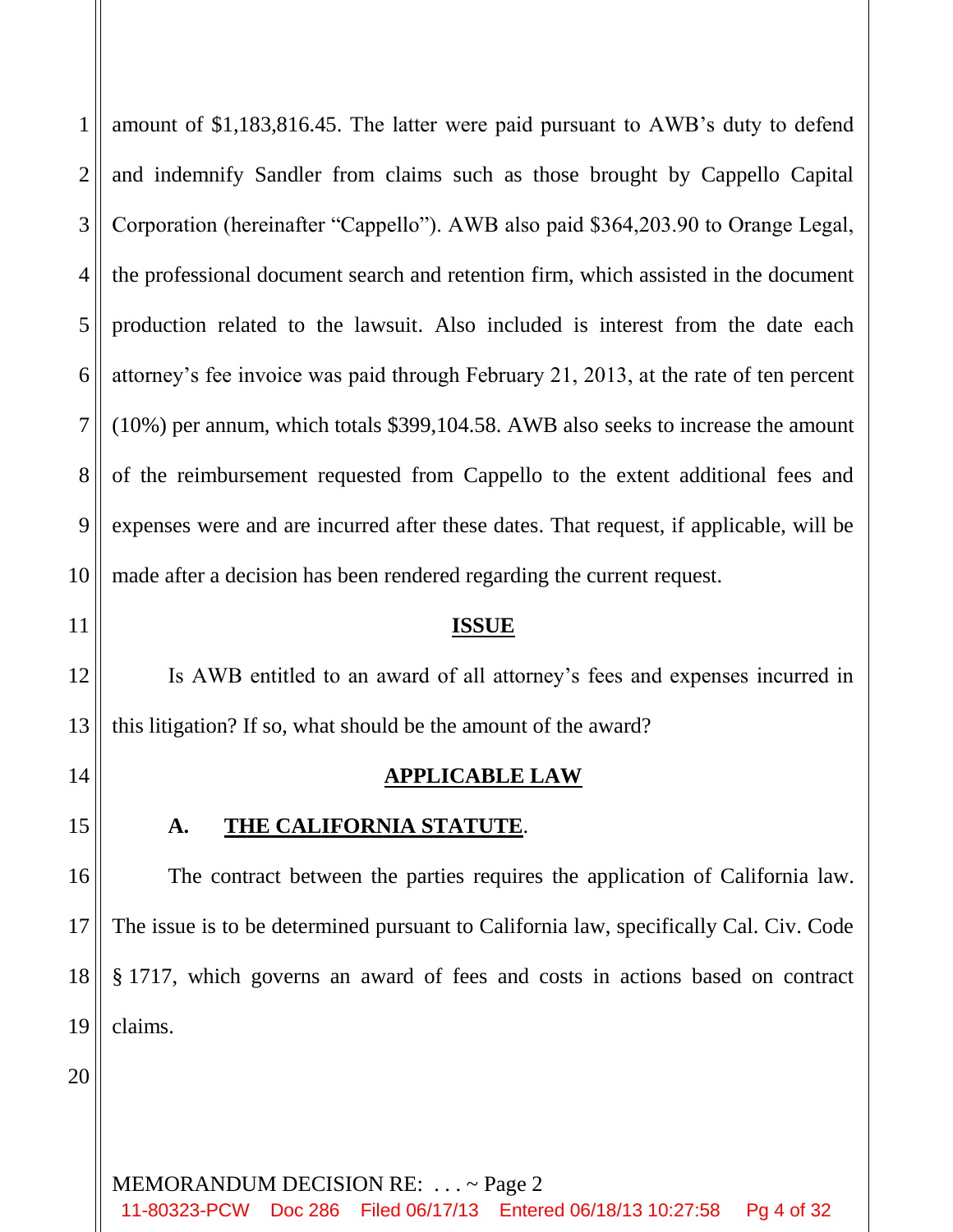amount of $1,183,816.45. The latter were paid pursuant to AWB's duty to defend and indemnify Sandler from claims such as those brought by Cappello Capital Corporation (hereinafter "Cappello"). AWB also paid $364,203.90 to Orange Legal, the professional document search and retention firm, which assisted in the document production related to the lawsuit. Also included is interest from the date each attorney's fee invoice was paid through February 21, 2013, at the rate of ten percent (10%) per annum, which totals $399,104.58. AWB also seeks to increase the amount of the reimbursement requested from Cappello to the extent additional fees and expenses were and are incurred after these dates. That request, if applicable, will be made after a decision has been rendered regarding the current request.

## ISSUE

Is AWB entitled to an award of all attorney's fees and expenses incurred in this litigation? If so, what should be the amount of the award?

## APPLICABLE LAW

### A. THE CALIFORNIA STATUTE.

The contract between the parties requires the application of California law. The issue is to be determined pursuant to California law, specifically Cal. Civ. Code § 1717, which governs an award of fees and costs in actions based on contract claims.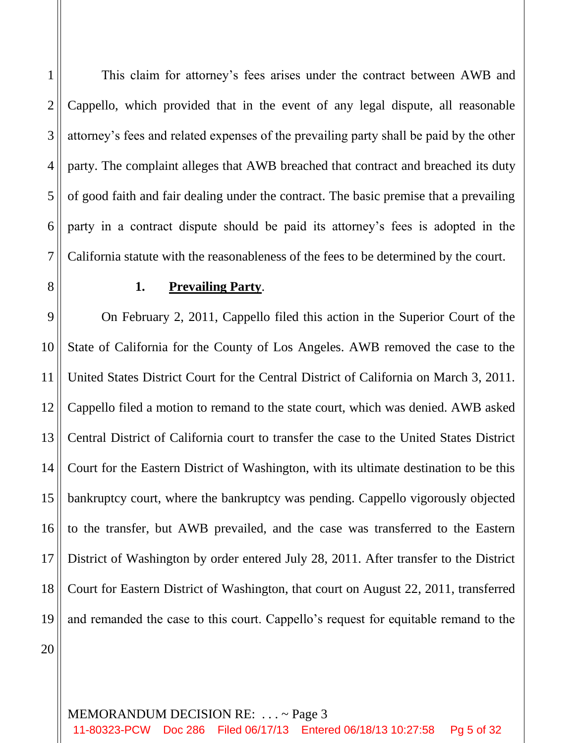This claim for attorney's fees arises under the contract between AWB and Cappello, which provided that in the event of any legal dispute, all reasonable attorney's fees and related expenses of the prevailing party shall be paid by the other party. The complaint alleges that AWB breached that contract and breached its duty of good faith and fair dealing under the contract. The basic premise that a prevailing party in a contract dispute should be paid its attorney's fees is adopted in the California statute with the reasonableness of the fees to be determined by the court.

**1. <u>Prevailing Party</u>.**

On February 2, 2011, Cappello filed this action in the Superior Court of the State of California for the County of Los Angeles. AWB removed the case to the United States District Court for the Central District of California on March 3, 2011. Cappello filed a motion to remand to the state court, which was denied. AWB asked Central District of California court to transfer the case to the United States District Court for the Eastern District of Washington, with its ultimate destination to be this bankruptcy court, where the bankruptcy was pending. Cappello vigorously objected to the transfer, but AWB prevailed, and the case was transferred to the Eastern District of Washington by order entered July 28, 2011. After transfer to the District Court for Eastern District of Washington, that court on August 22, 2011, transferred and remanded the case to this court. Cappello's request for equitable remand to the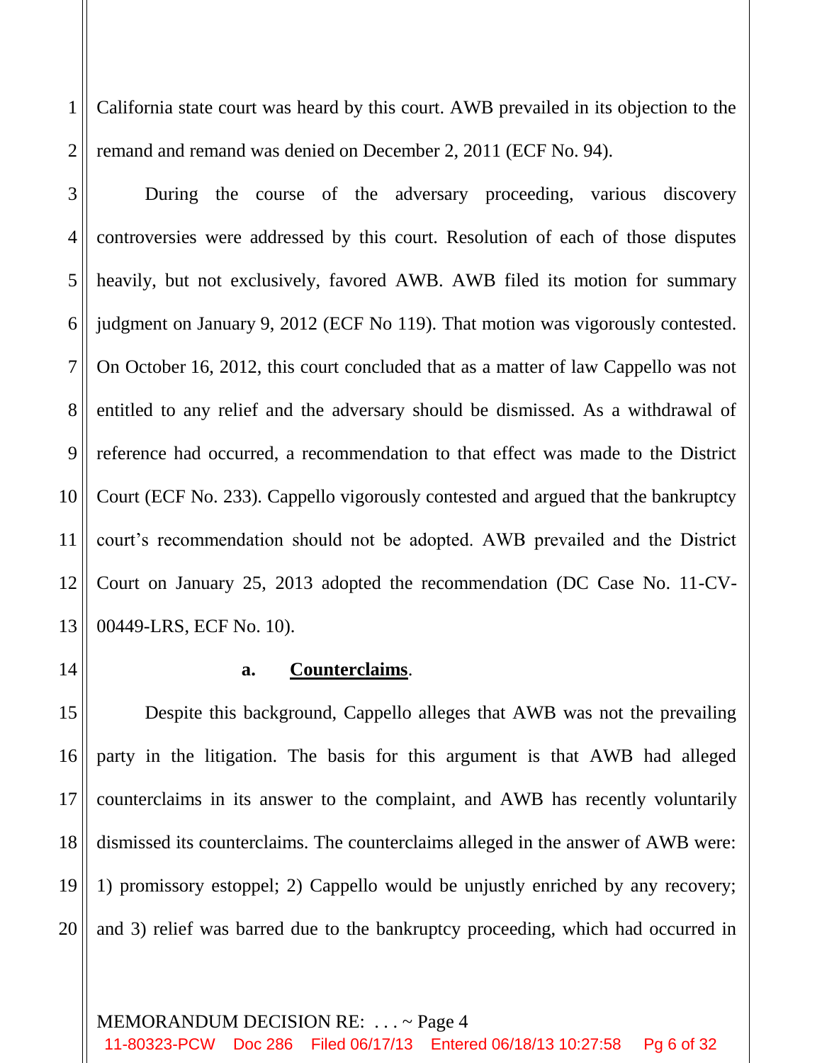California state court was heard by this court. AWB prevailed in its objection to the remand and remand was denied on December 2, 2011 (ECF No. 94).

During the course of the adversary proceeding, various discovery controversies were addressed by this court. Resolution of each of those disputes heavily, but not exclusively, favored AWB. AWB filed its motion for summary judgment on January 9, 2012 (ECF No 119). That motion was vigorously contested. On October 16, 2012, this court concluded that as a matter of law Cappello was not entitled to any relief and the adversary should be dismissed. As a withdrawal of reference had occurred, a recommendation to that effect was made to the District Court (ECF No. 233). Cappello vigorously contested and argued that the bankruptcy court's recommendation should not be adopted. AWB prevailed and the District Court on January 25, 2013 adopted the recommendation (DC Case No. 11-CV-00449-LRS, ECF No. 10).

**a. Counterclaims.**

Despite this background, Cappello alleges that AWB was not the prevailing party in the litigation. The basis for this argument is that AWB had alleged counterclaims in its answer to the complaint, and AWB has recently voluntarily dismissed its counterclaims. The counterclaims alleged in the answer of AWB were: 1) promissory estoppel; 2) Cappello would be unjustly enriched by any recovery; and 3) relief was barred due to the bankruptcy proceeding, which had occurred in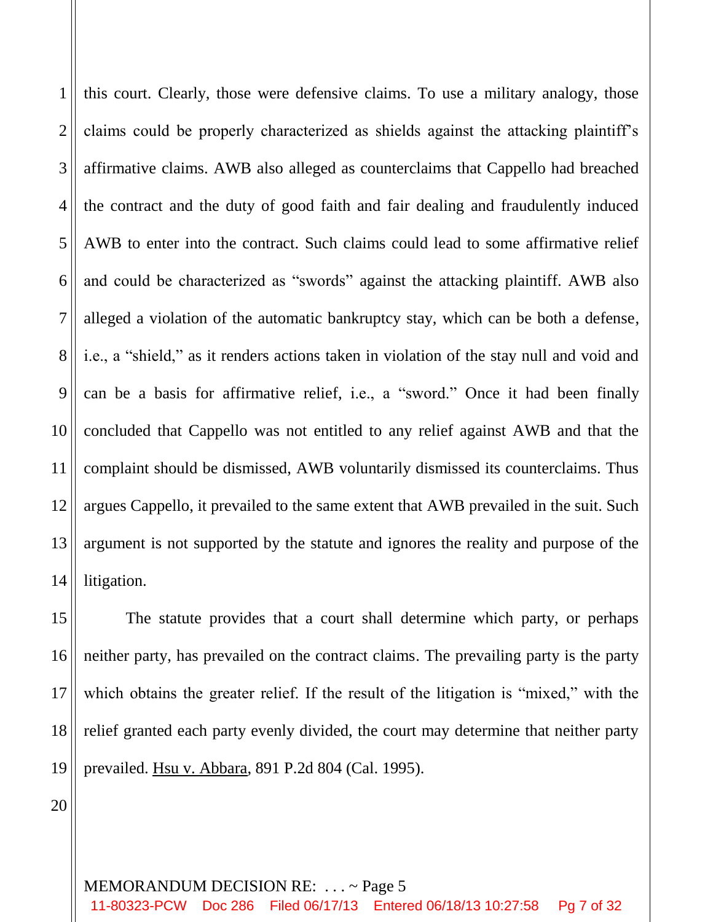this court. Clearly, those were defensive claims. To use a military analogy, those claims could be properly characterized as shields against the attacking plaintiff's affirmative claims. AWB also alleged as counterclaims that Cappello had breached the contract and the duty of good faith and fair dealing and fraudulently induced AWB to enter into the contract. Such claims could lead to some affirmative relief and could be characterized as "swords" against the attacking plaintiff. AWB also alleged a violation of the automatic bankruptcy stay, which can be both a defense, i.e., a "shield," as it renders actions taken in violation of the stay null and void and can be a basis for affirmative relief, i.e., a "sword." Once it had been finally concluded that Cappello was not entitled to any relief against AWB and that the complaint should be dismissed, AWB voluntarily dismissed its counterclaims. Thus argues Cappello, it prevailed to the same extent that AWB prevailed in the suit. Such argument is not supported by the statute and ignores the reality and purpose of the litigation.

The statute provides that a court shall determine which party, or perhaps neither party, has prevailed on the contract claims. The prevailing party is the party which obtains the greater relief. If the result of the litigation is "mixed," with the relief granted each party evenly divided, the court may determine that neither party prevailed. Hsu v. Abbara, 891 P.2d 804 (Cal. 1995).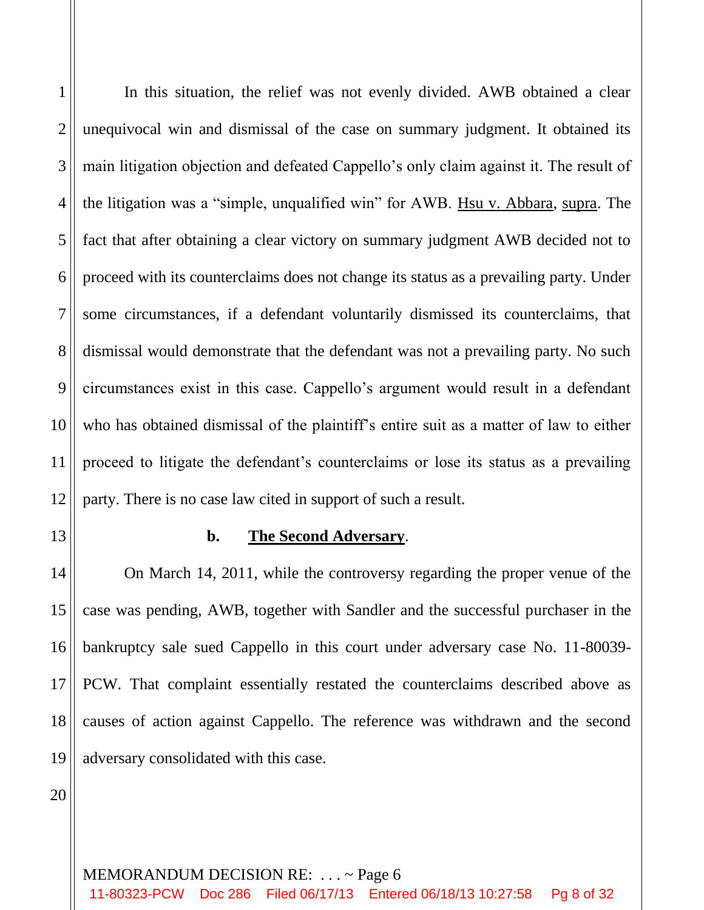In this situation, the relief was not evenly divided. AWB obtained a clear unequivocal win and dismissal of the case on summary judgment. It obtained its main litigation objection and defeated Cappello's only claim against it. The result of the litigation was a "simple, unqualified win" for AWB. Hsu v. Abbara, supra. The fact that after obtaining a clear victory on summary judgment AWB decided not to proceed with its counterclaims does not change its status as a prevailing party. Under some circumstances, if a defendant voluntarily dismissed its counterclaims, that dismissal would demonstrate that the defendant was not a prevailing party. No such circumstances exist in this case. Cappello's argument would result in a defendant who has obtained dismissal of the plaintiff's entire suit as a matter of law to either proceed to litigate the defendant's counterclaims or lose its status as a prevailing party. There is no case law cited in support of such a result.

**b. The Second Adversary.**

On March 14, 2011, while the controversy regarding the proper venue of the case was pending, AWB, together with Sandler and the successful purchaser in the bankruptcy sale sued Cappello in this court under adversary case No. 11-80039-PCW. That complaint essentially restated the counterclaims described above as causes of action against Cappello. The reference was withdrawn and the second adversary consolidated with this case.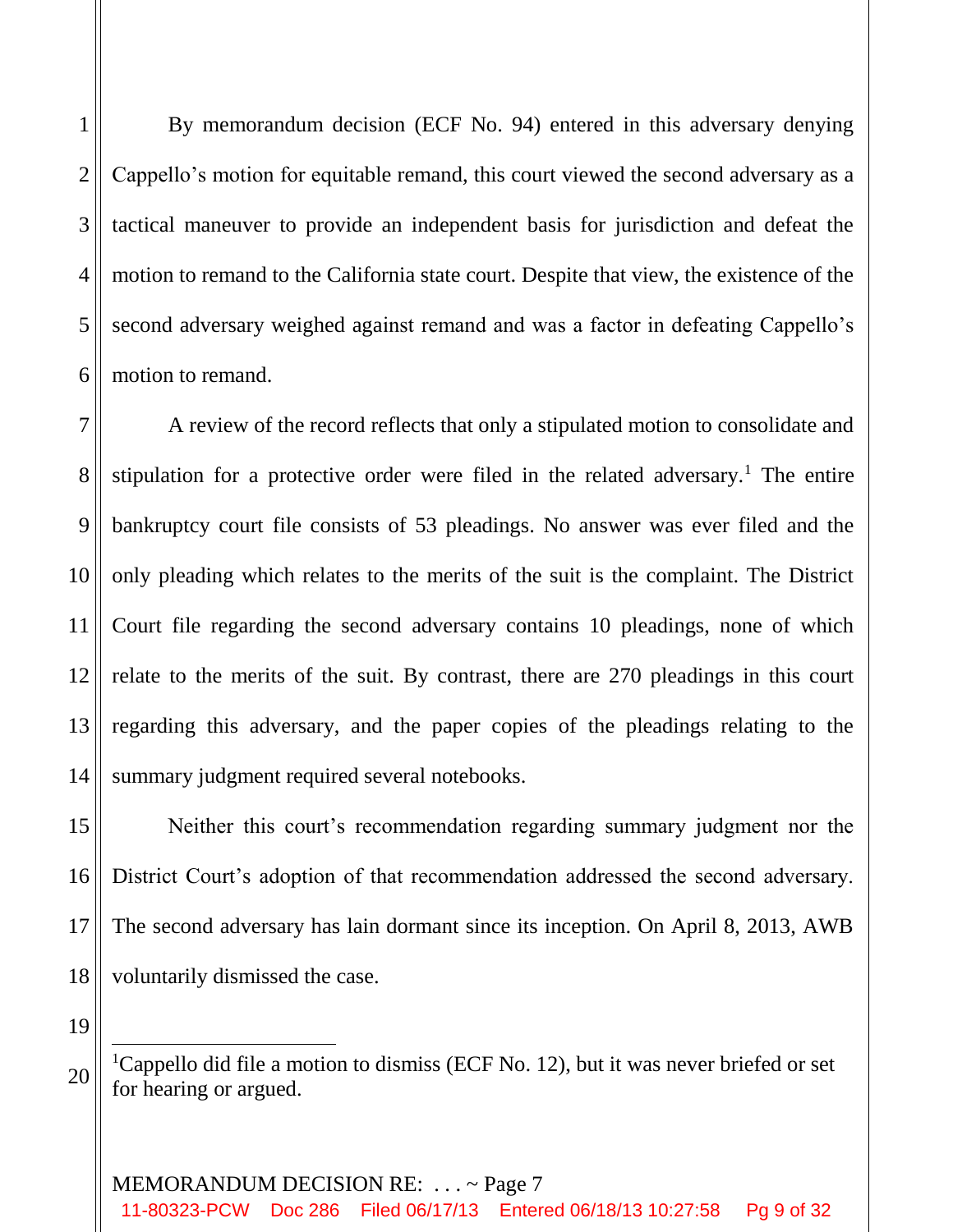By memorandum decision (ECF No. 94) entered in this adversary denying Cappello's motion for equitable remand, this court viewed the second adversary as a tactical maneuver to provide an independent basis for jurisdiction and defeat the motion to remand to the California state court. Despite that view, the existence of the second adversary weighed against remand and was a factor in defeating Cappello's motion to remand.

A review of the record reflects that only a stipulated motion to consolidate and stipulation for a protective order were filed in the related adversary.[1] The entire bankruptcy court file consists of 53 pleadings. No answer was ever filed and the only pleading which relates to the merits of the suit is the complaint. The District Court file regarding the second adversary contains 10 pleadings, none of which relate to the merits of the suit. By contrast, there are 270 pleadings in this court regarding this adversary, and the paper copies of the pleadings relating to the summary judgment required several notebooks.

Neither this court's recommendation regarding summary judgment nor the District Court's adoption of that recommendation addressed the second adversary. The second adversary has lain dormant since its inception. On April 8, 2013, AWB voluntarily dismissed the case.

---

[1] Cappello did file a motion to dismiss (ECF No. 12), but it was never briefed or set for hearing or argued.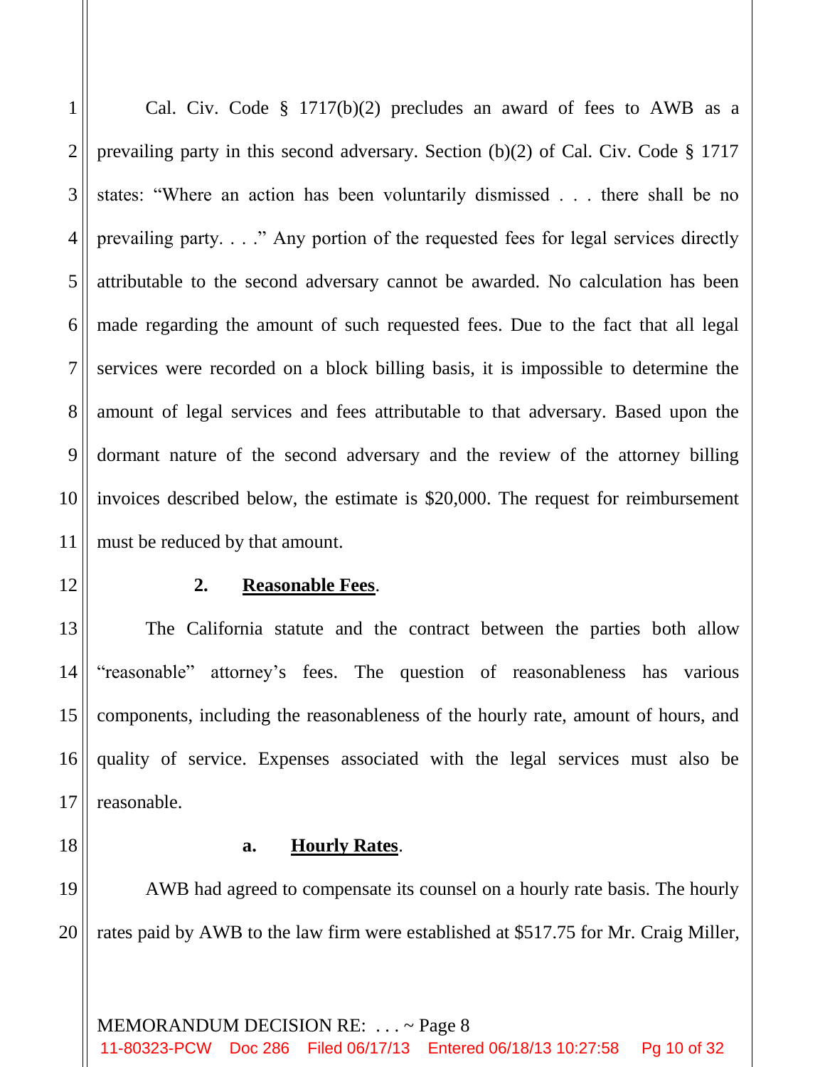Cal. Civ. Code § 1717(b)(2) precludes an award of fees to AWB as a prevailing party in this second adversary. Section (b)(2) of Cal. Civ. Code § 1717 states: "Where an action has been voluntarily dismissed . . . there shall be no prevailing party. . . ." Any portion of the requested fees for legal services directly attributable to the second adversary cannot be awarded. No calculation has been made regarding the amount of such requested fees. Due to the fact that all legal services were recorded on a block billing basis, it is impossible to determine the amount of legal services and fees attributable to that adversary. Based upon the dormant nature of the second adversary and the review of the attorney billing invoices described below, the estimate is $20,000. The request for reimbursement must be reduced by that amount.

### 2. **Reasonable Fees**.

The California statute and the contract between the parties both allow "reasonable" attorney's fees. The question of reasonableness has various components, including the reasonableness of the hourly rate, amount of hours, and quality of service. Expenses associated with the legal services must also be reasonable.

#### a. **Hourly Rates**.

AWB had agreed to compensate its counsel on a hourly rate basis. The hourly rates paid by AWB to the law firm were established at $517.75 for Mr. Craig Miller,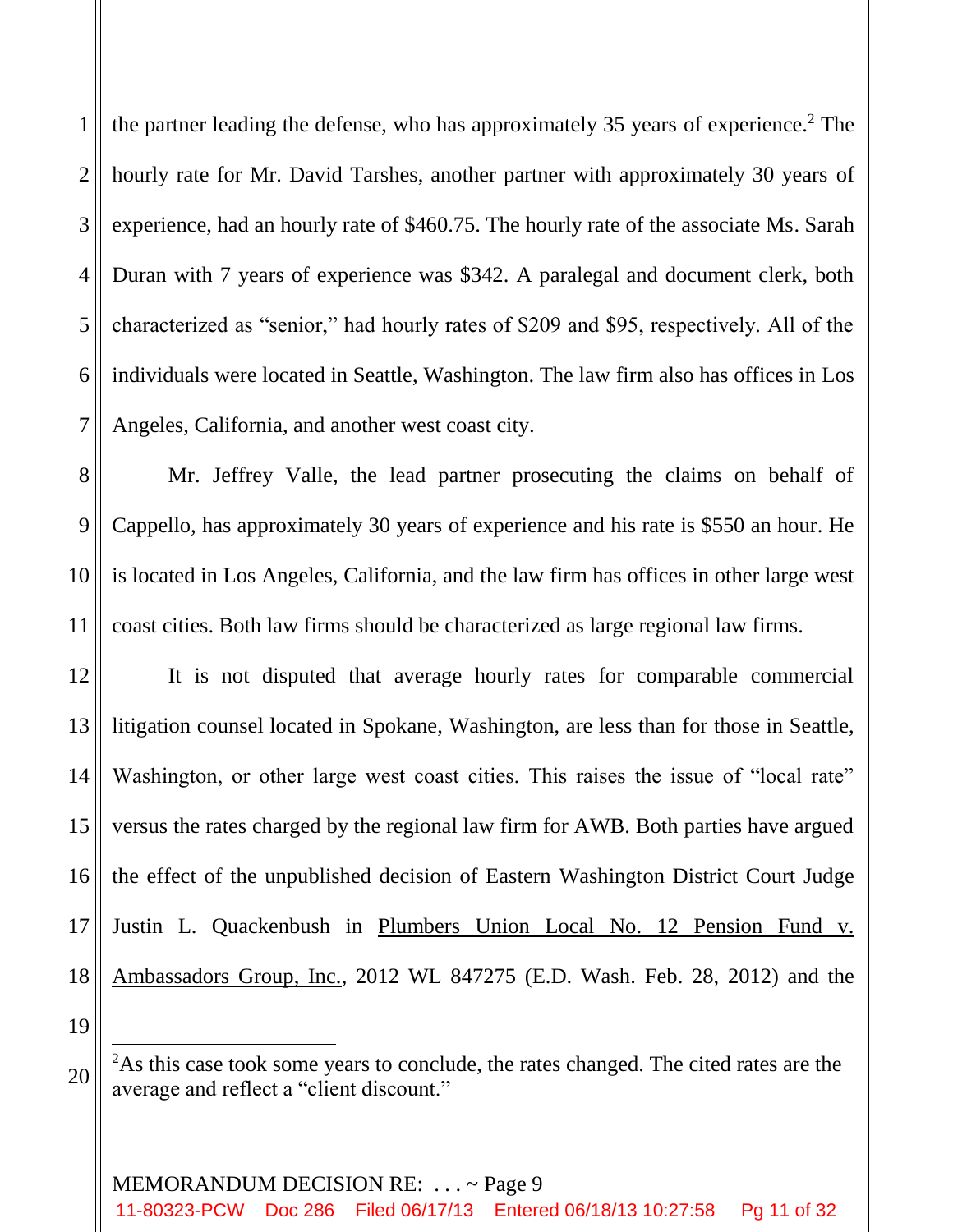the partner leading the defense, who has approximately 35 years of experience.[2] The hourly rate for Mr. David Tarshes, another partner with approximately 30 years of experience, had an hourly rate of $460.75. The hourly rate of the associate Ms. Sarah Duran with 7 years of experience was $342. A paralegal and document clerk, both characterized as "senior," had hourly rates of $209 and $95, respectively. All of the individuals were located in Seattle, Washington. The law firm also has offices in Los Angeles, California, and another west coast city.

Mr. Jeffrey Valle, the lead partner prosecuting the claims on behalf of Cappello, has approximately 30 years of experience and his rate is $550 an hour. He is located in Los Angeles, California, and the law firm has offices in other large west coast cities. Both law firms should be characterized as large regional law firms.

It is not disputed that average hourly rates for comparable commercial litigation counsel located in Spokane, Washington, are less than for those in Seattle, Washington, or other large west coast cities. This raises the issue of "local rate" versus the rates charged by the regional law firm for AWB. Both parties have argued the effect of the unpublished decision of Eastern Washington District Court Judge Justin L. Quackenbush in Plumbers Union Local No. 12 Pension Fund v. Ambassadors Group, Inc., 2012 WL 847275 (E.D. Wash. Feb. 28, 2012) and the

---

[2] As this case took some years to conclude, the rates changed. The cited rates are the average and reflect a "client discount."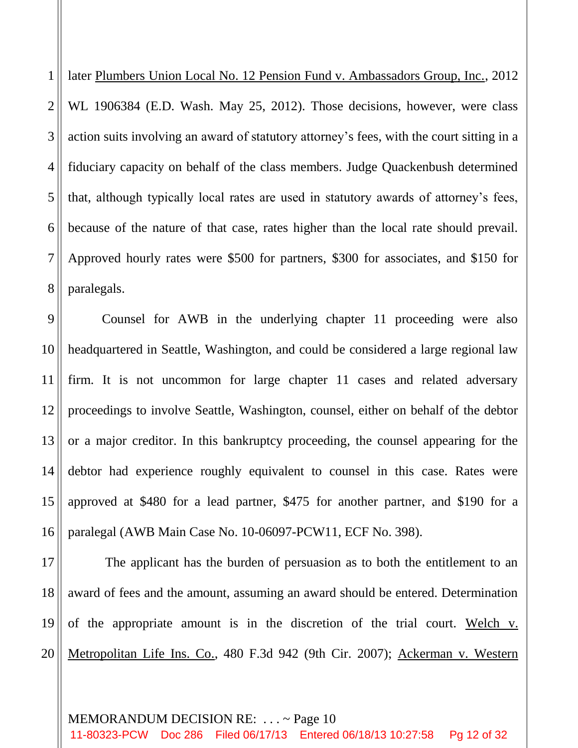later Plumbers Union Local No. 12 Pension Fund v. Ambassadors Group, Inc., 2012 WL 1906384 (E.D. Wash. May 25, 2012). Those decisions, however, were class action suits involving an award of statutory attorney's fees, with the court sitting in a fiduciary capacity on behalf of the class members. Judge Quackenbush determined that, although typically local rates are used in statutory awards of attorney's fees, because of the nature of that case, rates higher than the local rate should prevail. Approved hourly rates were $500 for partners, $300 for associates, and $150 for paralegals.

Counsel for AWB in the underlying chapter 11 proceeding were also headquartered in Seattle, Washington, and could be considered a large regional law firm. It is not uncommon for large chapter 11 cases and related adversary proceedings to involve Seattle, Washington, counsel, either on behalf of the debtor or a major creditor. In this bankruptcy proceeding, the counsel appearing for the debtor had experience roughly equivalent to counsel in this case. Rates were approved at $480 for a lead partner, $475 for another partner, and $190 for a paralegal (AWB Main Case No. 10-06097-PCW11, ECF No. 398).

The applicant has the burden of persuasion as to both the entitlement to an award of fees and the amount, assuming an award should be entered. Determination of the appropriate amount is in the discretion of the trial court. Welch v. Metropolitan Life Ins. Co., 480 F.3d 942 (9th Cir. 2007); Ackerman v. Western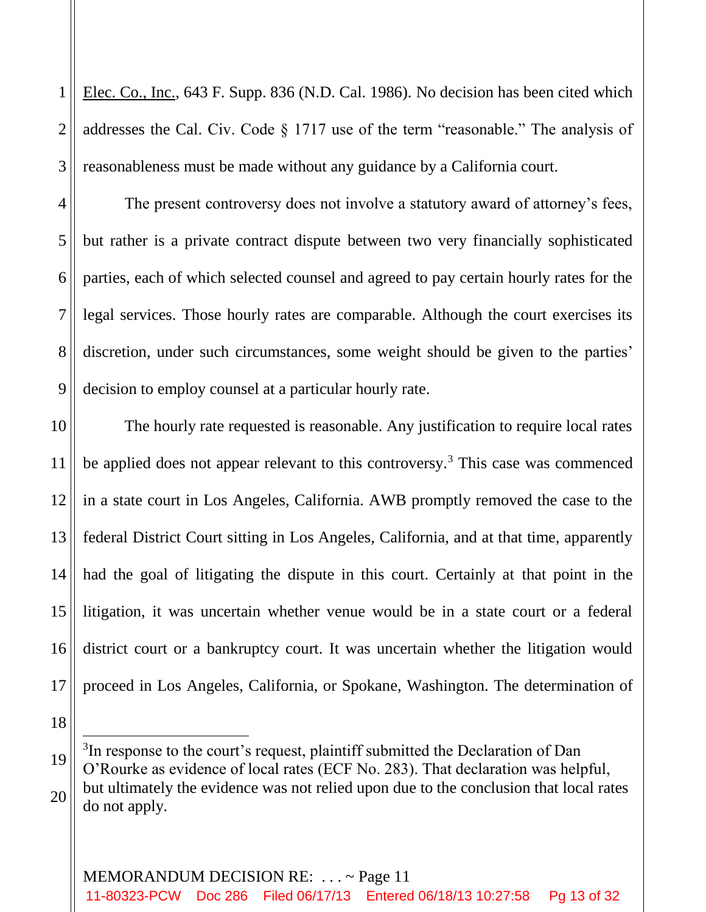Elec. Co., Inc., 643 F. Supp. 836 (N.D. Cal. 1986). No decision has been cited which addresses the Cal. Civ. Code § 1717 use of the term "reasonable." The analysis of reasonableness must be made without any guidance by a California court.

The present controversy does not involve a statutory award of attorney's fees, but rather is a private contract dispute between two very financially sophisticated parties, each of which selected counsel and agreed to pay certain hourly rates for the legal services. Those hourly rates are comparable. Although the court exercises its discretion, under such circumstances, some weight should be given to the parties' decision to employ counsel at a particular hourly rate.

The hourly rate requested is reasonable. Any justification to require local rates be applied does not appear relevant to this controversy.[3] This case was commenced in a state court in Los Angeles, California. AWB promptly removed the case to the federal District Court sitting in Los Angeles, California, and at that time, apparently had the goal of litigating the dispute in this court. Certainly at that point in the litigation, it was uncertain whether venue would be in a state court or a federal district court or a bankruptcy court. It was uncertain whether the litigation would proceed in Los Angeles, California, or Spokane, Washington. The determination of

---

[3]In response to the court's request, plaintiff submitted the Declaration of Dan O'Rourke as evidence of local rates (ECF No. 283). That declaration was helpful, but ultimately the evidence was not relied upon due to the conclusion that local rates do not apply.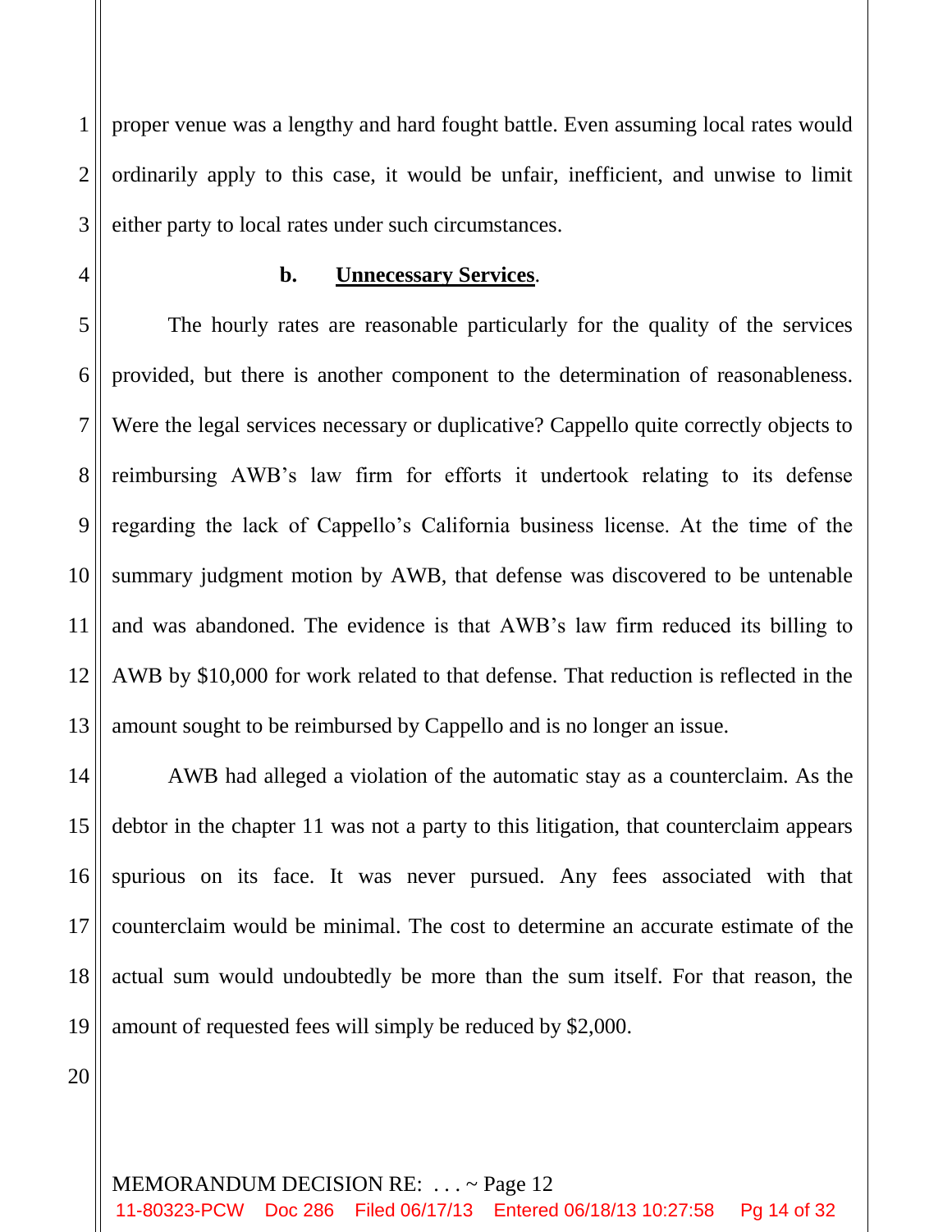proper venue was a lengthy and hard fought battle. Even assuming local rates would ordinarily apply to this case, it would be unfair, inefficient, and unwise to limit either party to local rates under such circumstances.

**b. Unnecessary Services.**

The hourly rates are reasonable particularly for the quality of the services provided, but there is another component to the determination of reasonableness. Were the legal services necessary or duplicative? Cappello quite correctly objects to reimbursing AWB's law firm for efforts it undertook relating to its defense regarding the lack of Cappello's California business license. At the time of the summary judgment motion by AWB, that defense was discovered to be untenable and was abandoned. The evidence is that AWB's law firm reduced its billing to AWB by $10,000 for work related to that defense. That reduction is reflected in the amount sought to be reimbursed by Cappello and is no longer an issue.

AWB had alleged a violation of the automatic stay as a counterclaim. As the debtor in the chapter 11 was not a party to this litigation, that counterclaim appears spurious on its face. It was never pursued. Any fees associated with that counterclaim would be minimal. The cost to determine an accurate estimate of the actual sum would undoubtedly be more than the sum itself. For that reason, the amount of requested fees will simply be reduced by $2,000.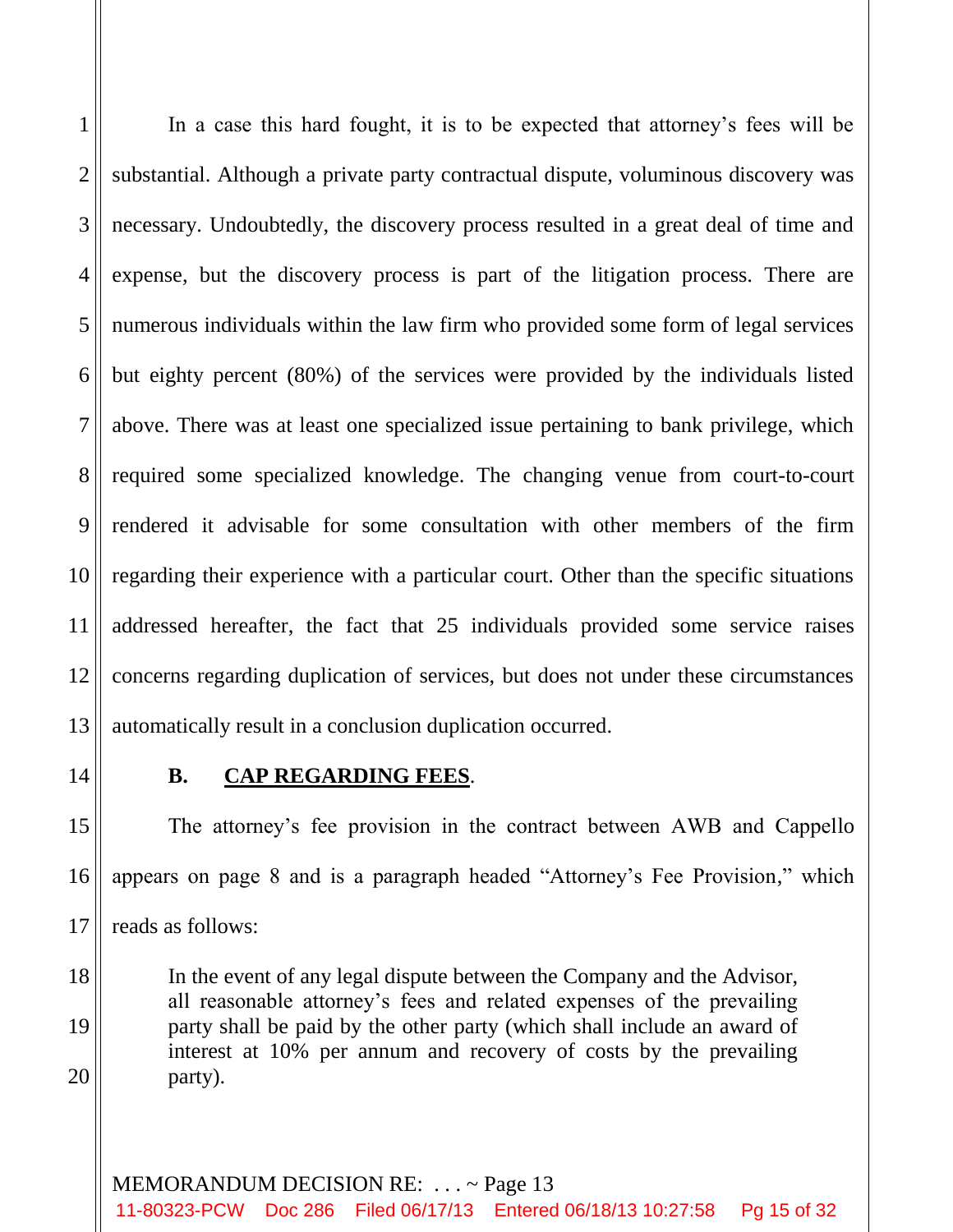In a case this hard fought, it is to be expected that attorney's fees will be substantial. Although a private party contractual dispute, voluminous discovery was necessary. Undoubtedly, the discovery process resulted in a great deal of time and expense, but the discovery process is part of the litigation process. There are numerous individuals within the law firm who provided some form of legal services but eighty percent (80%) of the services were provided by the individuals listed above. There was at least one specialized issue pertaining to bank privilege, which required some specialized knowledge. The changing venue from court-to-court rendered it advisable for some consultation with other members of the firm regarding their experience with a particular court. Other than the specific situations addressed hereafter, the fact that 25 individuals provided some service raises concerns regarding duplication of services, but does not under these circumstances automatically result in a conclusion duplication occurred.

**B. <u>CAP REGARDING FEES</u>.**

The attorney's fee provision in the contract between AWB and Cappello appears on page 8 and is a paragraph headed "Attorney's Fee Provision," which reads as follows:

> In the event of any legal dispute between the Company and the Advisor, all reasonable attorney's fees and related expenses of the prevailing party shall be paid by the other party (which shall include an award of interest at 10% per annum and recovery of costs by the prevailing party).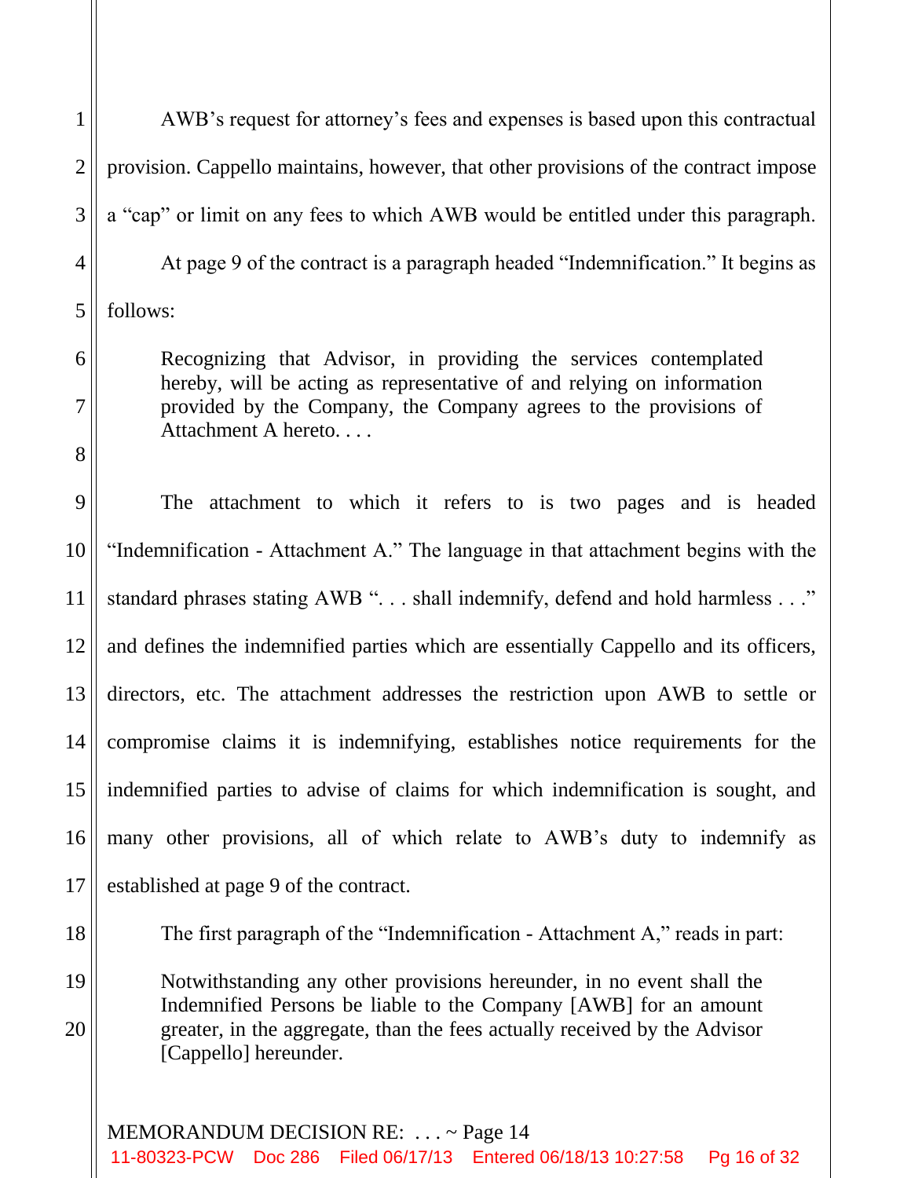AWB's request for attorney's fees and expenses is based upon this contractual provision. Cappello maintains, however, that other provisions of the contract impose a "cap" or limit on any fees to which AWB would be entitled under this paragraph.

At page 9 of the contract is a paragraph headed "Indemnification." It begins as follows:

> Recognizing that Advisor, in providing the services contemplated hereby, will be acting as representative of and relying on information provided by the Company, the Company agrees to the provisions of Attachment A hereto. . . .

The attachment to which it refers to is two pages and is headed "Indemnification - Attachment A." The language in that attachment begins with the standard phrases stating AWB ". . . shall indemnify, defend and hold harmless . . ." and defines the indemnified parties which are essentially Cappello and its officers, directors, etc. The attachment addresses the restriction upon AWB to settle or compromise claims it is indemnifying, establishes notice requirements for the indemnified parties to advise of claims for which indemnification is sought, and many other provisions, all of which relate to AWB's duty to indemnify as established at page 9 of the contract.

The first paragraph of the "Indemnification - Attachment A," reads in part:

> Notwithstanding any other provisions hereunder, in no event shall the Indemnified Persons be liable to the Company [AWB] for an amount greater, in the aggregate, than the fees actually received by the Advisor [Cappello] hereunder.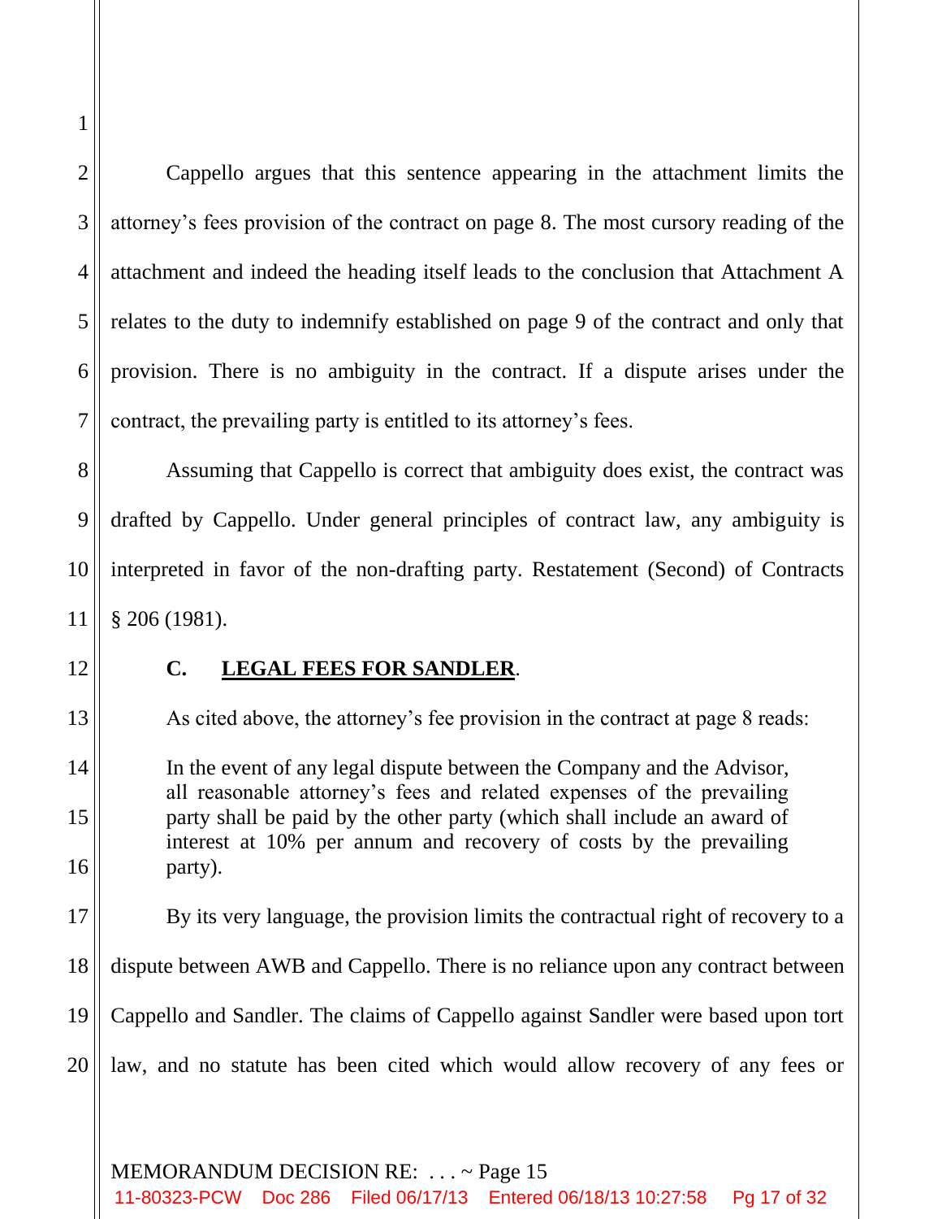Cappello argues that this sentence appearing in the attachment limits the attorney's fees provision of the contract on page 8. The most cursory reading of the attachment and indeed the heading itself leads to the conclusion that Attachment A relates to the duty to indemnify established on page 9 of the contract and only that provision. There is no ambiguity in the contract. If a dispute arises under the contract, the prevailing party is entitled to its attorney's fees.

Assuming that Cappello is correct that ambiguity does exist, the contract was drafted by Cappello. Under general principles of contract law, any ambiguity is interpreted in favor of the non-drafting party. Restatement (Second) of Contracts § 206 (1981).

### C. **LEGAL FEES FOR SANDLER**.

As cited above, the attorney's fee provision in the contract at page 8 reads:

> In the event of any legal dispute between the Company and the Advisor, all reasonable attorney's fees and related expenses of the prevailing party shall be paid by the other party (which shall include an award of interest at 10% per annum and recovery of costs by the prevailing party).

By its very language, the provision limits the contractual right of recovery to a dispute between AWB and Cappello. There is no reliance upon any contract between Cappello and Sandler. The claims of Cappello against Sandler were based upon tort law, and no statute has been cited which would allow recovery of any fees or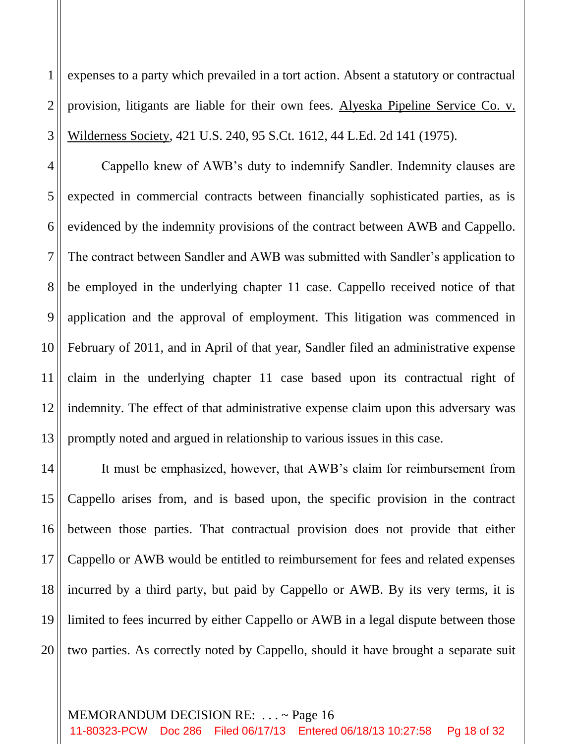expenses to a party which prevailed in a tort action. Absent a statutory or contractual provision, litigants are liable for their own fees. Alyeska Pipeline Service Co. v. Wilderness Society, 421 U.S. 240, 95 S.Ct. 1612, 44 L.Ed. 2d 141 (1975).

Cappello knew of AWB's duty to indemnify Sandler. Indemnity clauses are expected in commercial contracts between financially sophisticated parties, as is evidenced by the indemnity provisions of the contract between AWB and Cappello. The contract between Sandler and AWB was submitted with Sandler's application to be employed in the underlying chapter 11 case. Cappello received notice of that application and the approval of employment. This litigation was commenced in February of 2011, and in April of that year, Sandler filed an administrative expense claim in the underlying chapter 11 case based upon its contractual right of indemnity. The effect of that administrative expense claim upon this adversary was promptly noted and argued in relationship to various issues in this case.

It must be emphasized, however, that AWB's claim for reimbursement from Cappello arises from, and is based upon, the specific provision in the contract between those parties. That contractual provision does not provide that either Cappello or AWB would be entitled to reimbursement for fees and related expenses incurred by a third party, but paid by Cappello or AWB. By its very terms, it is limited to fees incurred by either Cappello or AWB in a legal dispute between those two parties. As correctly noted by Cappello, should it have brought a separate suit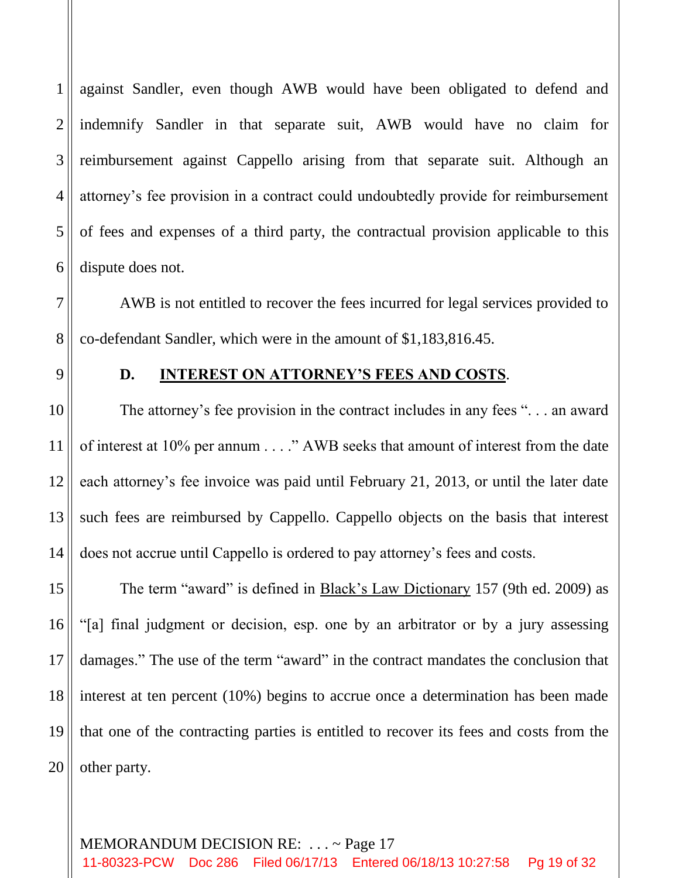against Sandler, even though AWB would have been obligated to defend and indemnify Sandler in that separate suit, AWB would have no claim for reimbursement against Cappello arising from that separate suit. Although an attorney's fee provision in a contract could undoubtedly provide for reimbursement of fees and expenses of a third party, the contractual provision applicable to this dispute does not.

AWB is not entitled to recover the fees incurred for legal services provided to co-defendant Sandler, which were in the amount of $1,183,816.45.

### D. INTEREST ON ATTORNEY'S FEES AND COSTS.

The attorney's fee provision in the contract includes in any fees ". . . an award of interest at 10% per annum . . . ." AWB seeks that amount of interest from the date each attorney's fee invoice was paid until February 21, 2013, or until the later date such fees are reimbursed by Cappello. Cappello objects on the basis that interest does not accrue until Cappello is ordered to pay attorney's fees and costs.

The term "award" is defined in Black's Law Dictionary 157 (9th ed. 2009) as "[a] final judgment or decision, esp. one by an arbitrator or by a jury assessing damages." The use of the term "award" in the contract mandates the conclusion that interest at ten percent (10%) begins to accrue once a determination has been made that one of the contracting parties is entitled to recover its fees and costs from the other party.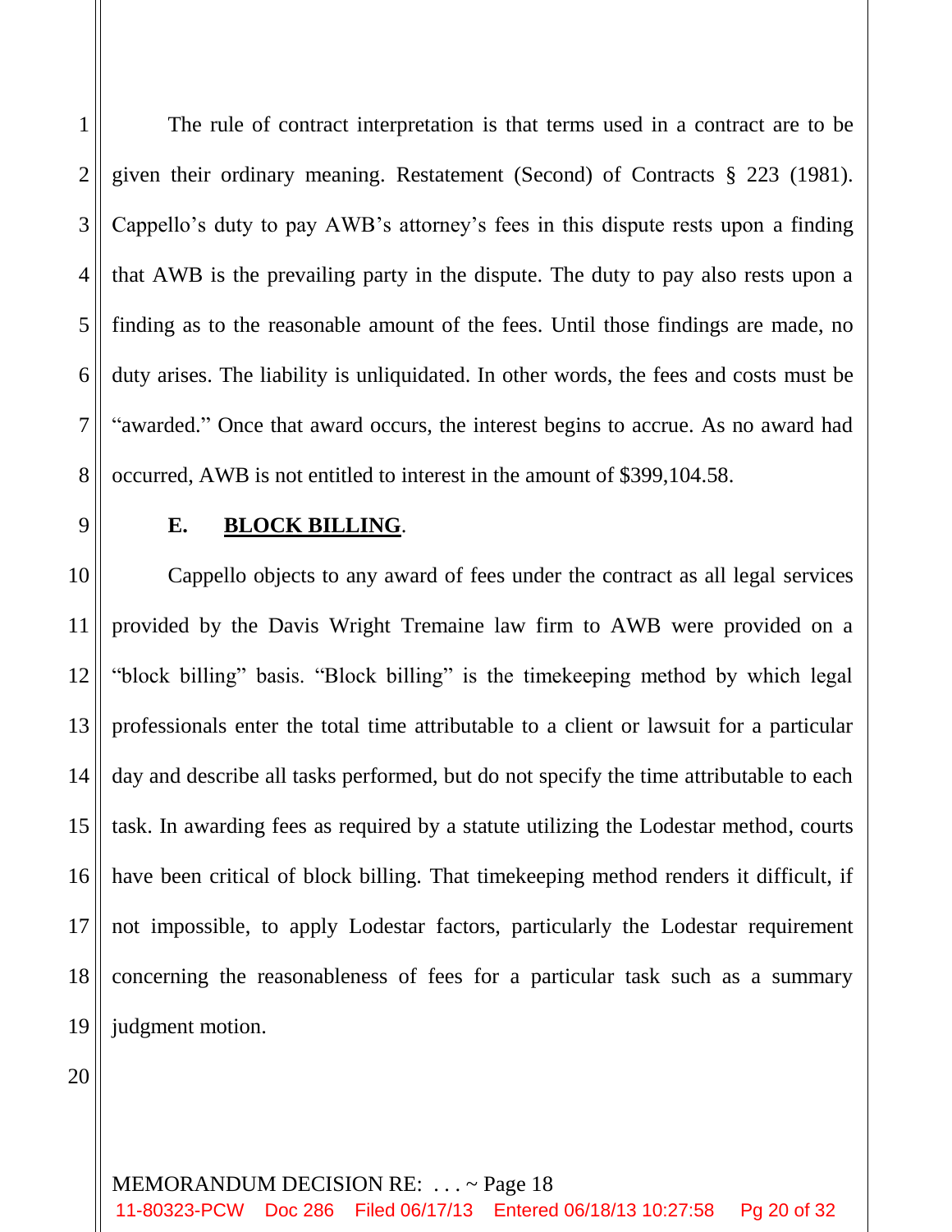The rule of contract interpretation is that terms used in a contract are to be given their ordinary meaning. Restatement (Second) of Contracts § 223 (1981). Cappello's duty to pay AWB's attorney's fees in this dispute rests upon a finding that AWB is the prevailing party in the dispute. The duty to pay also rests upon a finding as to the reasonable amount of the fees. Until those findings are made, no duty arises. The liability is unliquidated. In other words, the fees and costs must be "awarded." Once that award occurs, the interest begins to accrue. As no award had occurred, AWB is not entitled to interest in the amount of $399,104.58.

**E. <u>BLOCK BILLING</u>.**

Cappello objects to any award of fees under the contract as all legal services provided by the Davis Wright Tremaine law firm to AWB were provided on a "block billing" basis. "Block billing" is the timekeeping method by which legal professionals enter the total time attributable to a client or lawsuit for a particular day and describe all tasks performed, but do not specify the time attributable to each task. In awarding fees as required by a statute utilizing the Lodestar method, courts have been critical of block billing. That timekeeping method renders it difficult, if not impossible, to apply Lodestar factors, particularly the Lodestar requirement concerning the reasonableness of fees for a particular task such as a summary judgment motion.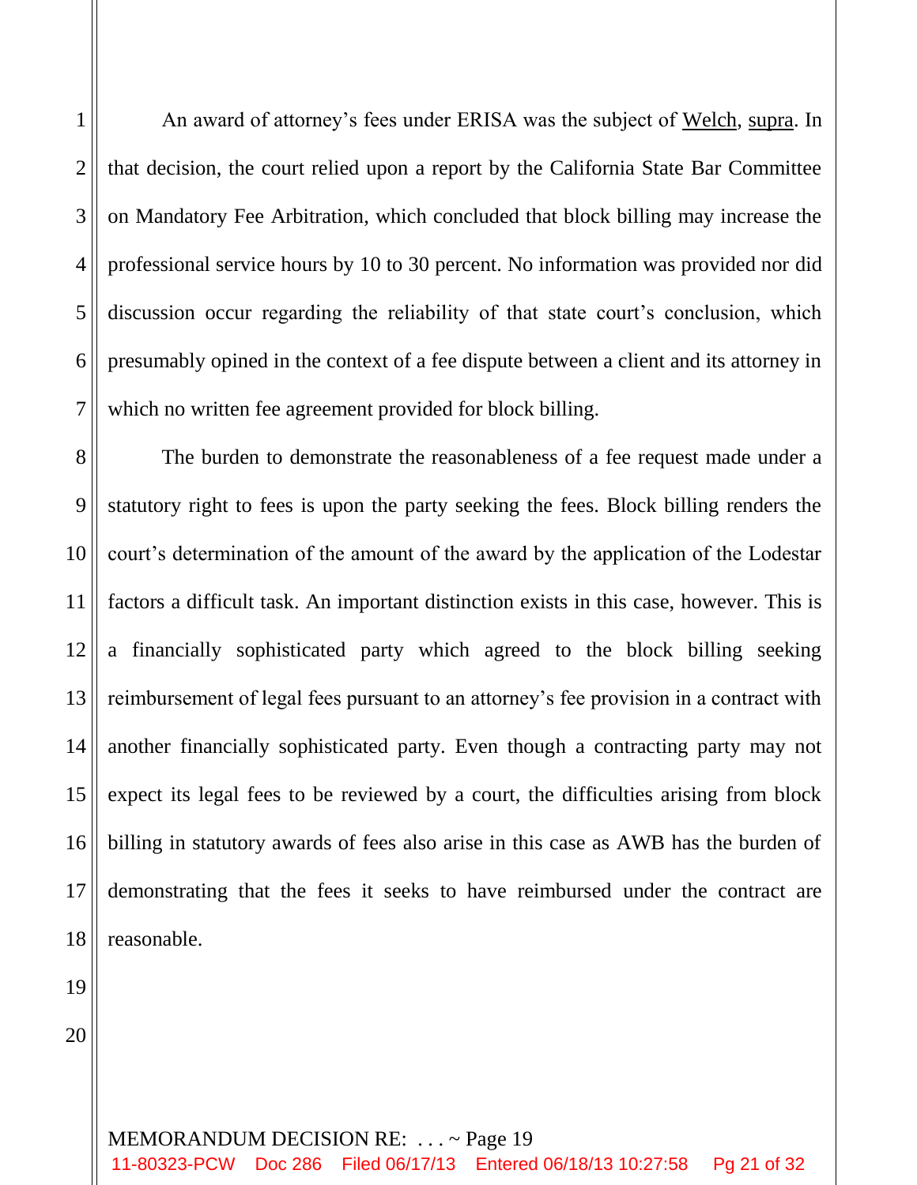An award of attorney's fees under ERISA was the subject of Welch, supra. In that decision, the court relied upon a report by the California State Bar Committee on Mandatory Fee Arbitration, which concluded that block billing may increase the professional service hours by 10 to 30 percent. No information was provided nor did discussion occur regarding the reliability of that state court's conclusion, which presumably opined in the context of a fee dispute between a client and its attorney in which no written fee agreement provided for block billing.

The burden to demonstrate the reasonableness of a fee request made under a statutory right to fees is upon the party seeking the fees. Block billing renders the court's determination of the amount of the award by the application of the Lodestar factors a difficult task. An important distinction exists in this case, however. This is a financially sophisticated party which agreed to the block billing seeking reimbursement of legal fees pursuant to an attorney's fee provision in a contract with another financially sophisticated party. Even though a contracting party may not expect its legal fees to be reviewed by a court, the difficulties arising from block billing in statutory awards of fees also arise in this case as AWB has the burden of demonstrating that the fees it seeks to have reimbursed under the contract are reasonable.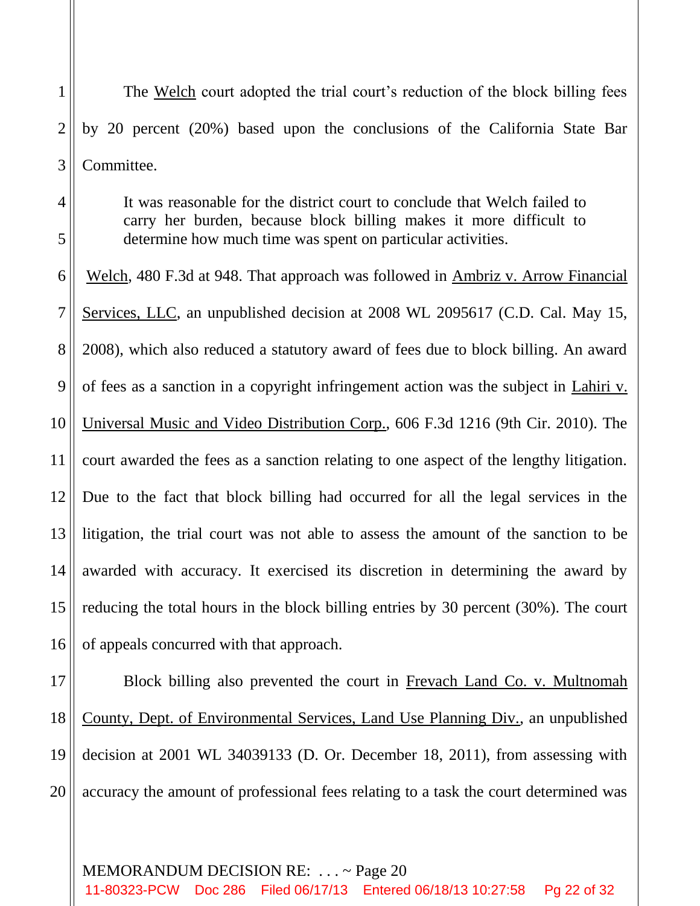The Welch court adopted the trial court's reduction of the block billing fees by 20 percent (20%) based upon the conclusions of the California State Bar Committee.

> It was reasonable for the district court to conclude that Welch failed to carry her burden, because block billing makes it more difficult to determine how much time was spent on particular activities.

Welch, 480 F.3d at 948. That approach was followed in Ambriz v. Arrow Financial Services, LLC, an unpublished decision at 2008 WL 2095617 (C.D. Cal. May 15, 2008), which also reduced a statutory award of fees due to block billing. An award of fees as a sanction in a copyright infringement action was the subject in Lahiri v. Universal Music and Video Distribution Corp., 606 F.3d 1216 (9th Cir. 2010). The court awarded the fees as a sanction relating to one aspect of the lengthy litigation. Due to the fact that block billing had occurred for all the legal services in the litigation, the trial court was not able to assess the amount of the sanction to be awarded with accuracy. It exercised its discretion in determining the award by reducing the total hours in the block billing entries by 30 percent (30%). The court of appeals concurred with that approach.

Block billing also prevented the court in Frevach Land Co. v. Multnomah County, Dept. of Environmental Services, Land Use Planning Div., an unpublished decision at 2001 WL 34039133 (D. Or. December 18, 2011), from assessing with accuracy the amount of professional fees relating to a task the court determined was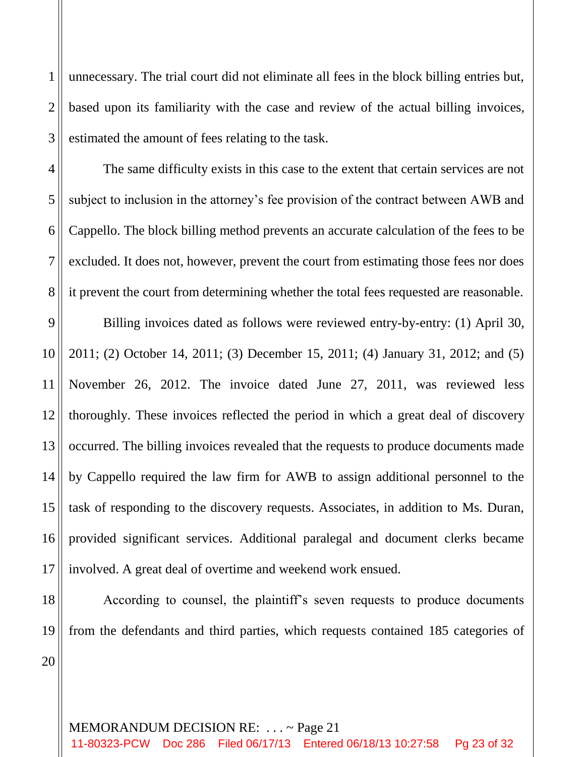unnecessary. The trial court did not eliminate all fees in the block billing entries but, based upon its familiarity with the case and review of the actual billing invoices, estimated the amount of fees relating to the task.

The same difficulty exists in this case to the extent that certain services are not subject to inclusion in the attorney's fee provision of the contract between AWB and Cappello. The block billing method prevents an accurate calculation of the fees to be excluded. It does not, however, prevent the court from estimating those fees nor does it prevent the court from determining whether the total fees requested are reasonable.

Billing invoices dated as follows were reviewed entry-by-entry: (1) April 30, 2011; (2) October 14, 2011; (3) December 15, 2011; (4) January 31, 2012; and (5) November 26, 2012. The invoice dated June 27, 2011, was reviewed less thoroughly. These invoices reflected the period in which a great deal of discovery occurred. The billing invoices revealed that the requests to produce documents made by Cappello required the law firm for AWB to assign additional personnel to the task of responding to the discovery requests. Associates, in addition to Ms. Duran, provided significant services. Additional paralegal and document clerks became involved. A great deal of overtime and weekend work ensued.

According to counsel, the plaintiff's seven requests to produce documents from the defendants and third parties, which requests contained 185 categories of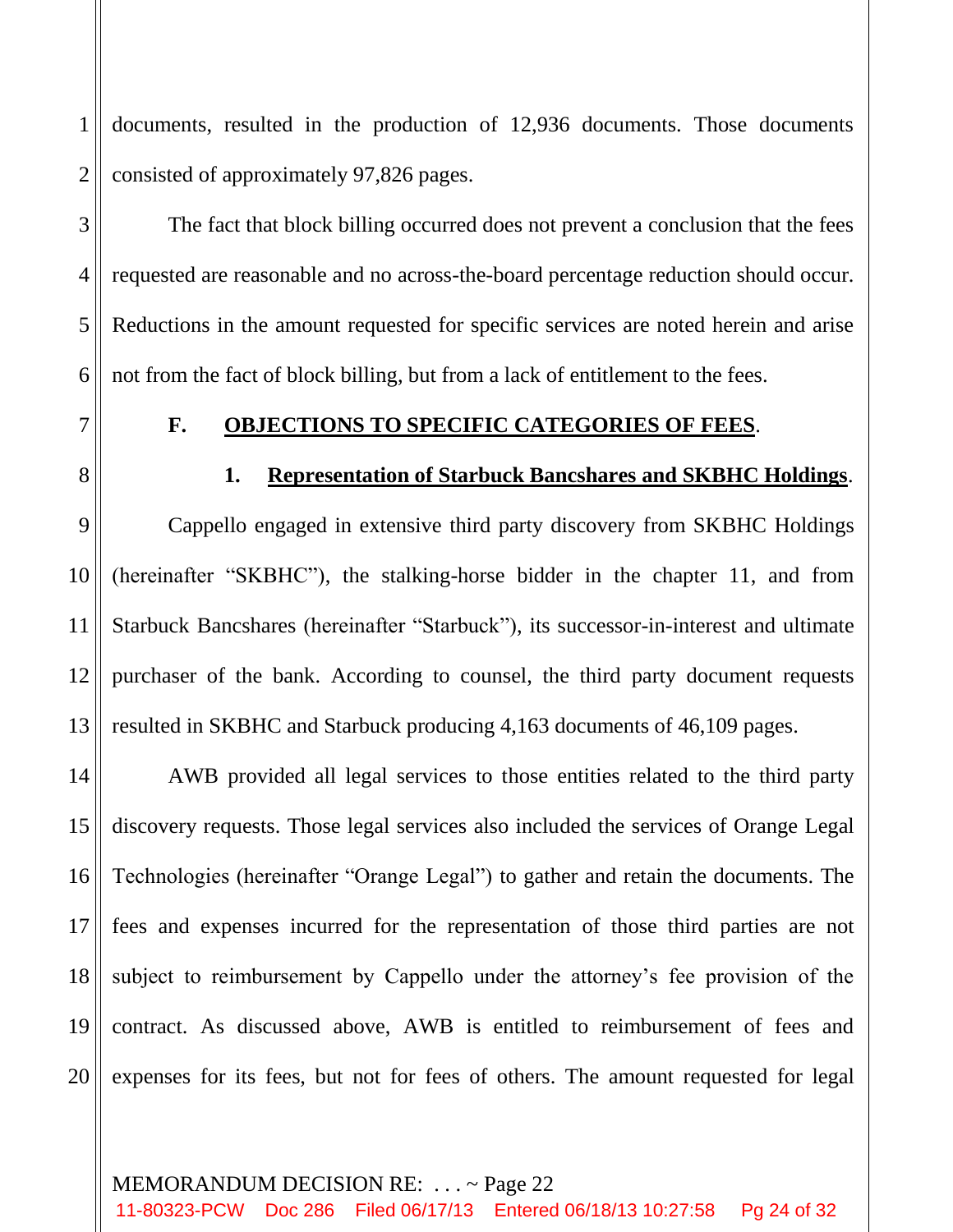documents, resulted in the production of 12,936 documents. Those documents consisted of approximately 97,826 pages.

The fact that block billing occurred does not prevent a conclusion that the fees requested are reasonable and no across-the-board percentage reduction should occur. Reductions in the amount requested for specific services are noted herein and arise not from the fact of block billing, but from a lack of entitlement to the fees.

### F. OBJECTIONS TO SPECIFIC CATEGORIES OF FEES.

#### 1. Representation of Starbuck Bancshares and SKBHC Holdings.

Cappello engaged in extensive third party discovery from SKBHC Holdings (hereinafter "SKBHC"), the stalking-horse bidder in the chapter 11, and from Starbuck Bancshares (hereinafter "Starbuck"), its successor-in-interest and ultimate purchaser of the bank. According to counsel, the third party document requests resulted in SKBHC and Starbuck producing 4,163 documents of 46,109 pages.

AWB provided all legal services to those entities related to the third party discovery requests. Those legal services also included the services of Orange Legal Technologies (hereinafter "Orange Legal") to gather and retain the documents. The fees and expenses incurred for the representation of those third parties are not subject to reimbursement by Cappello under the attorney's fee provision of the contract. As discussed above, AWB is entitled to reimbursement of fees and expenses for its fees, but not for fees of others. The amount requested for legal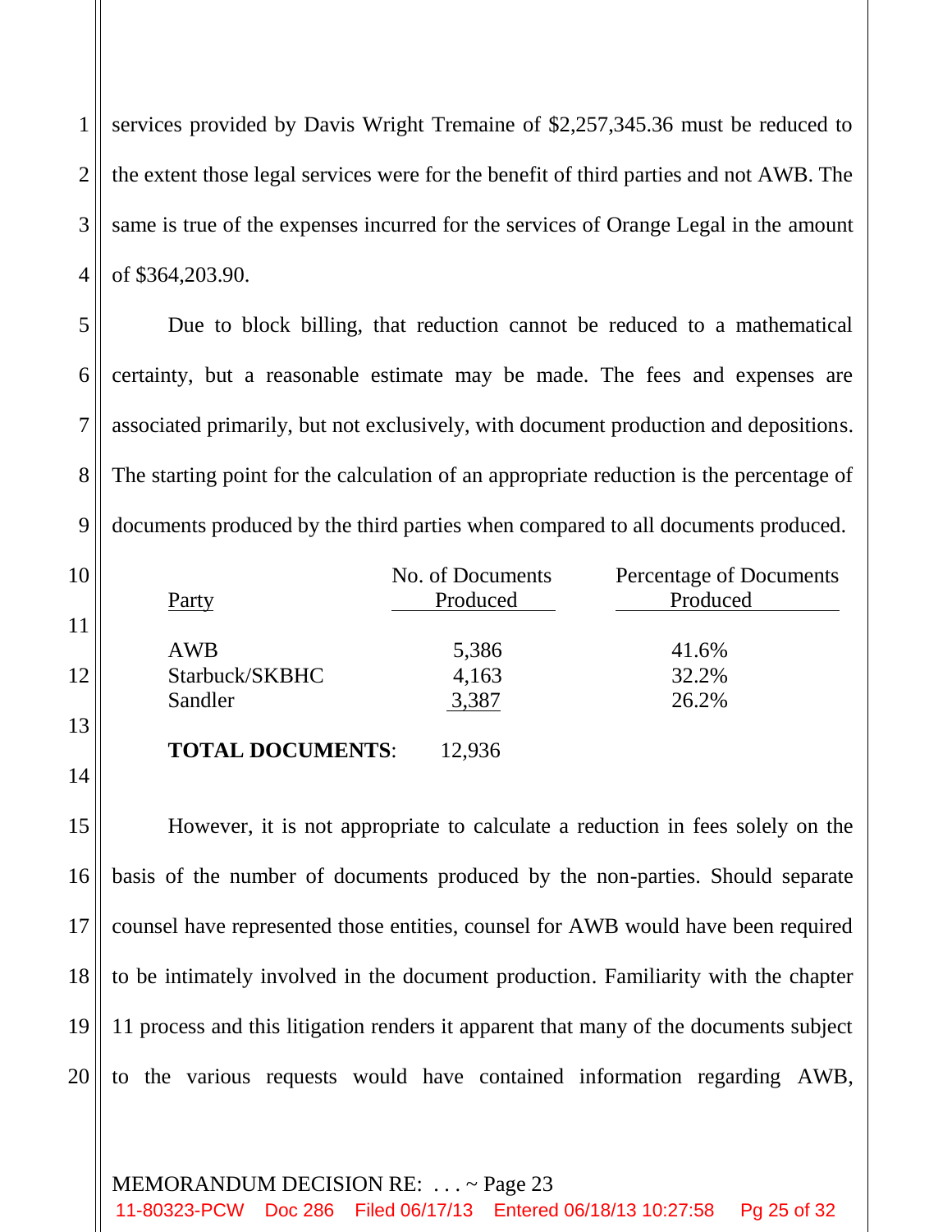services provided by Davis Wright Tremaine of $2,257,345.36 must be reduced to the extent those legal services were for the benefit of third parties and not AWB. The same is true of the expenses incurred for the services of Orange Legal in the amount of $364,203.90.

Due to block billing, that reduction cannot be reduced to a mathematical certainty, but a reasonable estimate may be made. The fees and expenses are associated primarily, but not exclusively, with document production and depositions. The starting point for the calculation of an appropriate reduction is the percentage of documents produced by the third parties when compared to all documents produced.

| Party | No. of Documents Produced | Percentage of Documents Produced |
|---|---|---|
| AWB | 5,386 | 41.6% |
| Starbuck/SKBHC | 4,163 | 32.2% |
| Sandler | 3,387 | 26.2% |
| **TOTAL DOCUMENTS**: | 12,936 | |

However, it is not appropriate to calculate a reduction in fees solely on the basis of the number of documents produced by the non-parties. Should separate counsel have represented those entities, counsel for AWB would have been required to be intimately involved in the document production. Familiarity with the chapter 11 process and this litigation renders it apparent that many of the documents subject to the various requests would have contained information regarding AWB,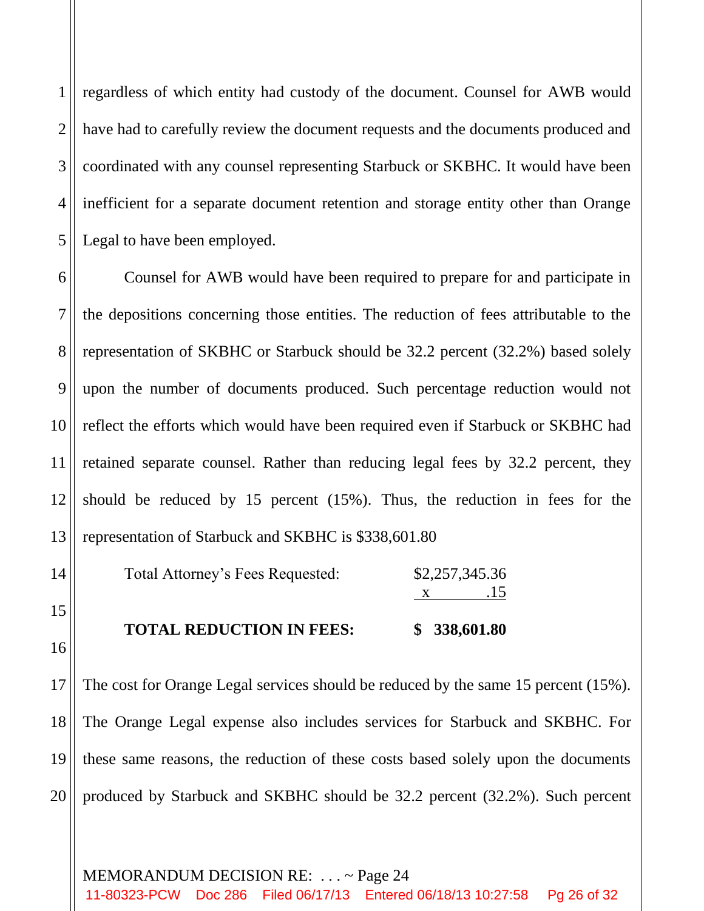regardless of which entity had custody of the document. Counsel for AWB would have had to carefully review the document requests and the documents produced and coordinated with any counsel representing Starbuck or SKBHC. It would have been inefficient for a separate document retention and storage entity other than Orange Legal to have been employed.

Counsel for AWB would have been required to prepare for and participate in the depositions concerning those entities. The reduction of fees attributable to the representation of SKBHC or Starbuck should be 32.2 percent (32.2%) based solely upon the number of documents produced. Such percentage reduction would not reflect the efforts which would have been required even if Starbuck or SKBHC had retained separate counsel. Rather than reducing legal fees by 32.2 percent, they should be reduced by 15 percent (15%). Thus, the reduction in fees for the representation of Starbuck and SKBHC is $338,601.80

| | |
|---|---|
| Total Attorney's Fees Requested: | $2,257,345.36 |
| | x .15 |
| **TOTAL REDUCTION IN FEES:** | **$ 338,601.80** |

The cost for Orange Legal services should be reduced by the same 15 percent (15%). The Orange Legal expense also includes services for Starbuck and SKBHC. For these same reasons, the reduction of these costs based solely upon the documents produced by Starbuck and SKBHC should be 32.2 percent (32.2%). Such percent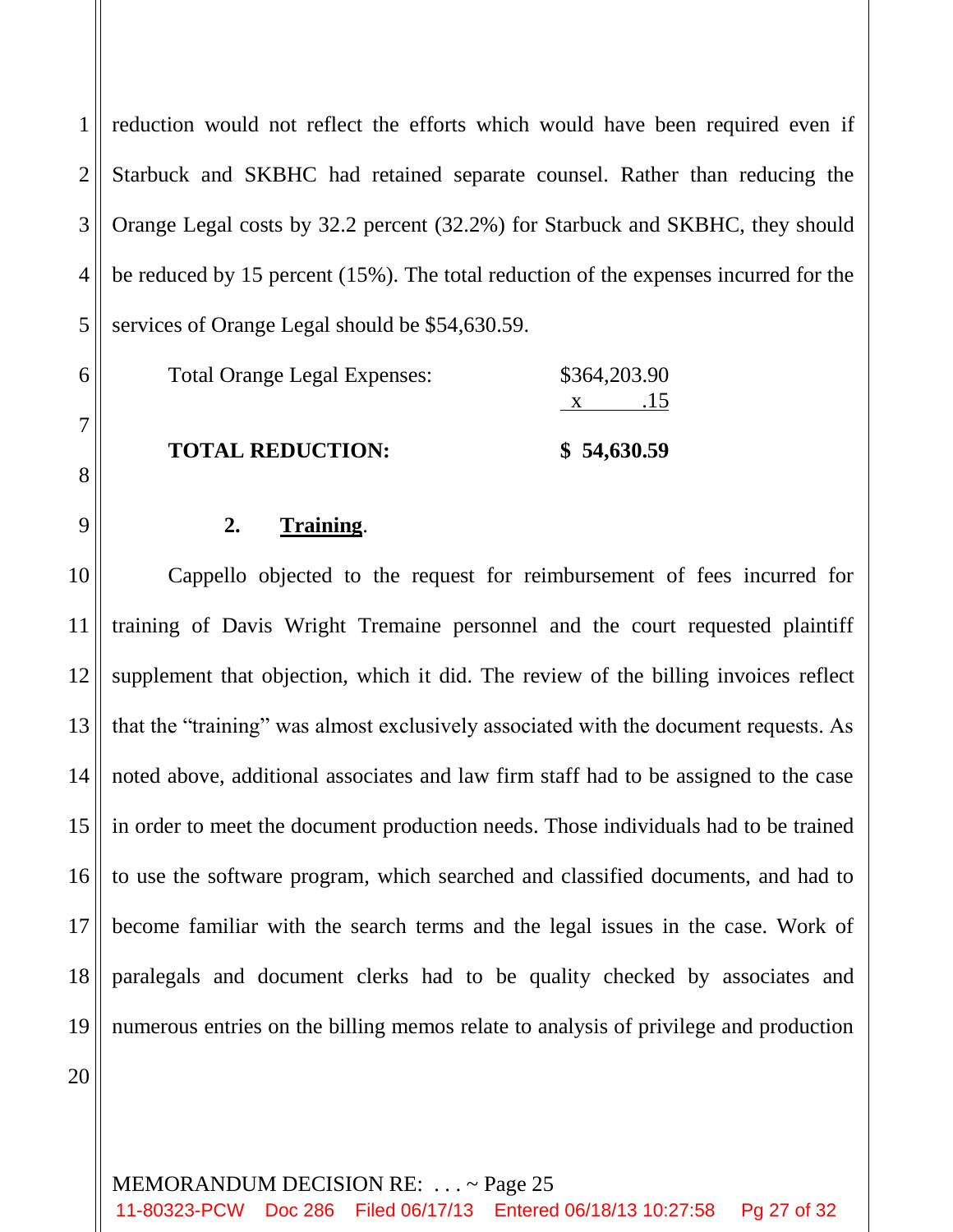reduction would not reflect the efforts which would have been required even if Starbuck and SKBHC had retained separate counsel. Rather than reducing the Orange Legal costs by 32.2 percent (32.2%) for Starbuck and SKBHC, they should be reduced by 15 percent (15%). The total reduction of the expenses incurred for the services of Orange Legal should be $54,630.59.

| | |
|---|---|
| Total Orange Legal Expenses: | $364,203.90 |
| | x .15 |
| **TOTAL REDUCTION:** | **$ 54,630.59** |

**2. <u>Training</u>.**

Cappello objected to the request for reimbursement of fees incurred for training of Davis Wright Tremaine personnel and the court requested plaintiff supplement that objection, which it did. The review of the billing invoices reflect that the "training" was almost exclusively associated with the document requests. As noted above, additional associates and law firm staff had to be assigned to the case in order to meet the document production needs. Those individuals had to be trained to use the software program, which searched and classified documents, and had to become familiar with the search terms and the legal issues in the case. Work of paralegals and document clerks had to be quality checked by associates and numerous entries on the billing memos relate to analysis of privilege and production

MEMORANDUM DECISION RE: . . . ~ Page 25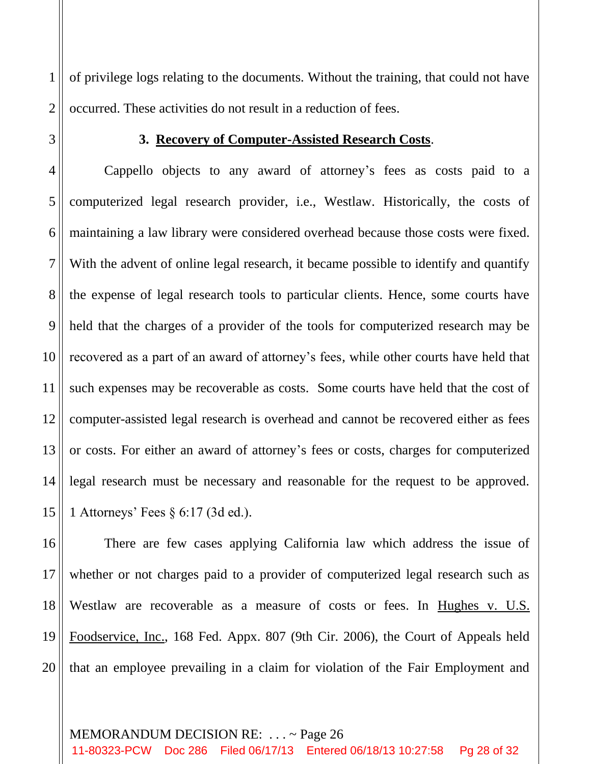of privilege logs relating to the documents. Without the training, that could not have occurred. These activities do not result in a reduction of fees.

### 3. **Recovery of Computer-Assisted Research Costs**.

Cappello objects to any award of attorney's fees as costs paid to a computerized legal research provider, i.e., Westlaw. Historically, the costs of maintaining a law library were considered overhead because those costs were fixed. With the advent of online legal research, it became possible to identify and quantify the expense of legal research tools to particular clients. Hence, some courts have held that the charges of a provider of the tools for computerized research may be recovered as a part of an award of attorney's fees, while other courts have held that such expenses may be recoverable as costs. Some courts have held that the cost of computer-assisted legal research is overhead and cannot be recovered either as fees or costs. For either an award of attorney's fees or costs, charges for computerized legal research must be necessary and reasonable for the request to be approved. 1 Attorneys' Fees § 6:17 (3d ed.).

There are few cases applying California law which address the issue of whether or not charges paid to a provider of computerized legal research such as Westlaw are recoverable as a measure of costs or fees. In Hughes v. U.S. Foodservice, Inc., 168 Fed. Appx. 807 (9th Cir. 2006), the Court of Appeals held that an employee prevailing in a claim for violation of the Fair Employment and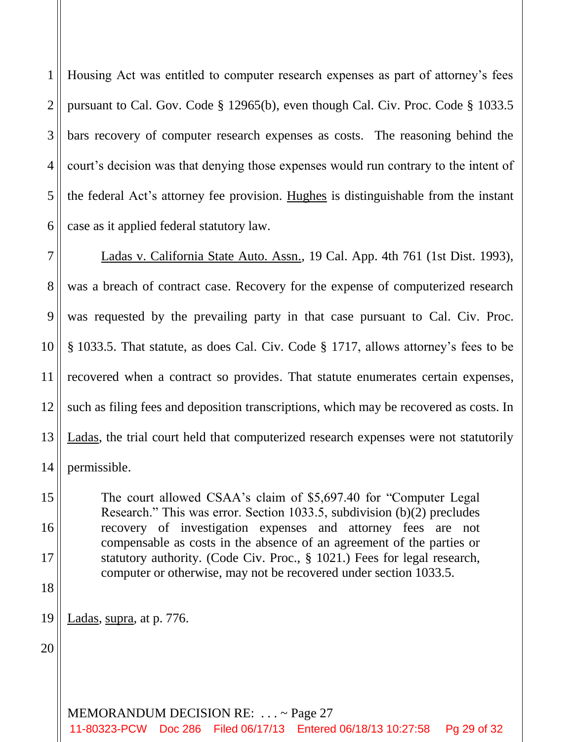Housing Act was entitled to computer research expenses as part of attorney's fees pursuant to Cal. Gov. Code § 12965(b), even though Cal. Civ. Proc. Code § 1033.5 bars recovery of computer research expenses as costs. The reasoning behind the court's decision was that denying those expenses would run contrary to the intent of the federal Act's attorney fee provision. Hughes is distinguishable from the instant case as it applied federal statutory law.

Ladas v. California State Auto. Assn., 19 Cal. App. 4th 761 (1st Dist. 1993), was a breach of contract case. Recovery for the expense of computerized research was requested by the prevailing party in that case pursuant to Cal. Civ. Proc. § 1033.5. That statute, as does Cal. Civ. Code § 1717, allows attorney's fees to be recovered when a contract so provides. That statute enumerates certain expenses, such as filing fees and deposition transcriptions, which may be recovered as costs. In Ladas, the trial court held that computerized research expenses were not statutorily permissible.

> The court allowed CSAA's claim of $5,697.40 for "Computer Legal Research." This was error. Section 1033.5, subdivision (b)(2) precludes recovery of investigation expenses and attorney fees are not compensable as costs in the absence of an agreement of the parties or statutory authority. (Code Civ. Proc., § 1021.) Fees for legal research, computer or otherwise, may not be recovered under section 1033.5.

Ladas, supra, at p. 776.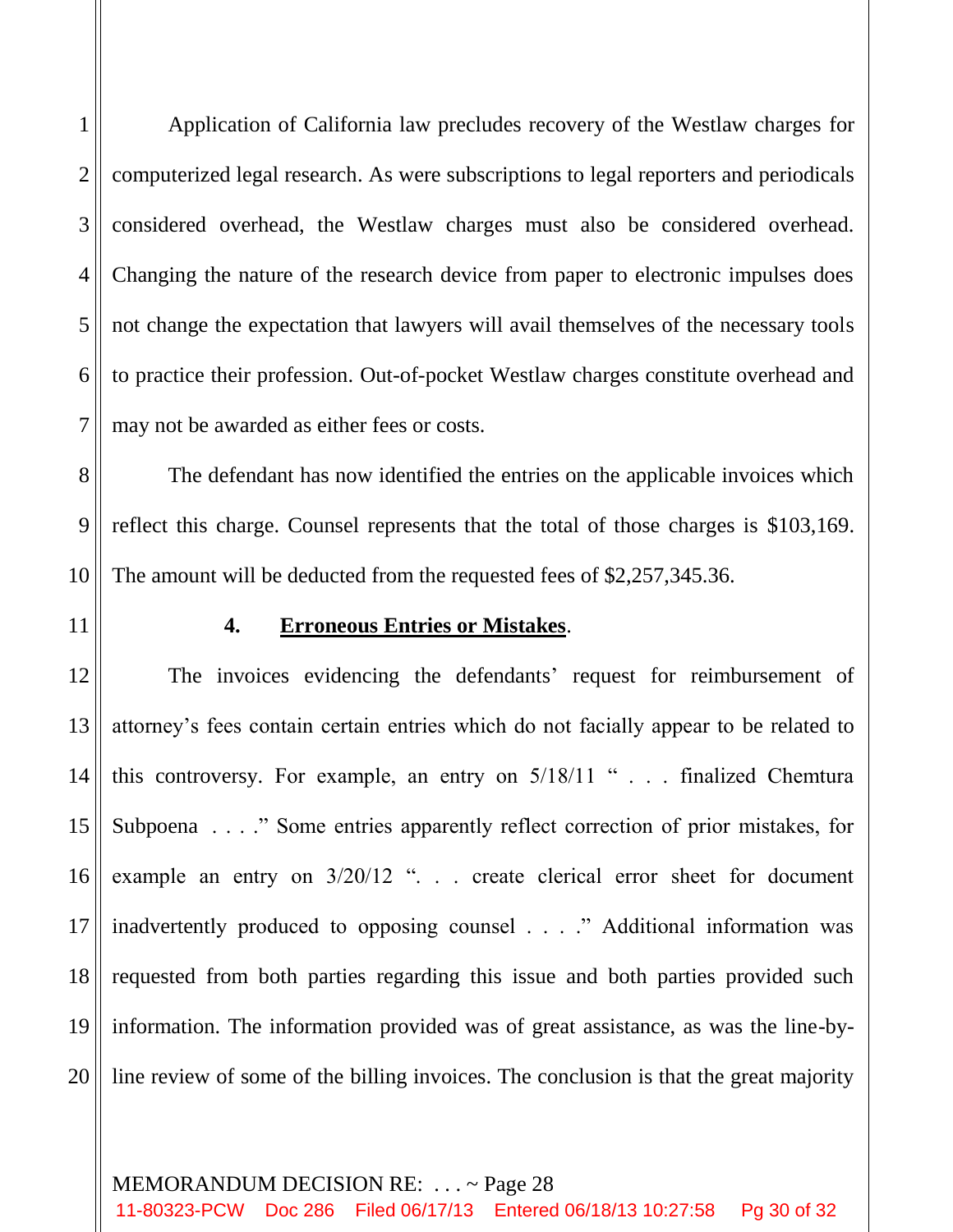Application of California law precludes recovery of the Westlaw charges for computerized legal research. As were subscriptions to legal reporters and periodicals considered overhead, the Westlaw charges must also be considered overhead. Changing the nature of the research device from paper to electronic impulses does not change the expectation that lawyers will avail themselves of the necessary tools to practice their profession. Out-of-pocket Westlaw charges constitute overhead and may not be awarded as either fees or costs.

The defendant has now identified the entries on the applicable invoices which reflect this charge. Counsel represents that the total of those charges is $103,169. The amount will be deducted from the requested fees of $2,257,345.36.

**4. Erroneous Entries or Mistakes**.

The invoices evidencing the defendants' request for reimbursement of attorney's fees contain certain entries which do not facially appear to be related to this controversy. For example, an entry on 5/18/11 " . . . finalized Chemtura Subpoena . . . ." Some entries apparently reflect correction of prior mistakes, for example an entry on 3/20/12 ". . . create clerical error sheet for document inadvertently produced to opposing counsel . . . ." Additional information was requested from both parties regarding this issue and both parties provided such information. The information provided was of great assistance, as was the line-by-line review of some of the billing invoices. The conclusion is that the great majority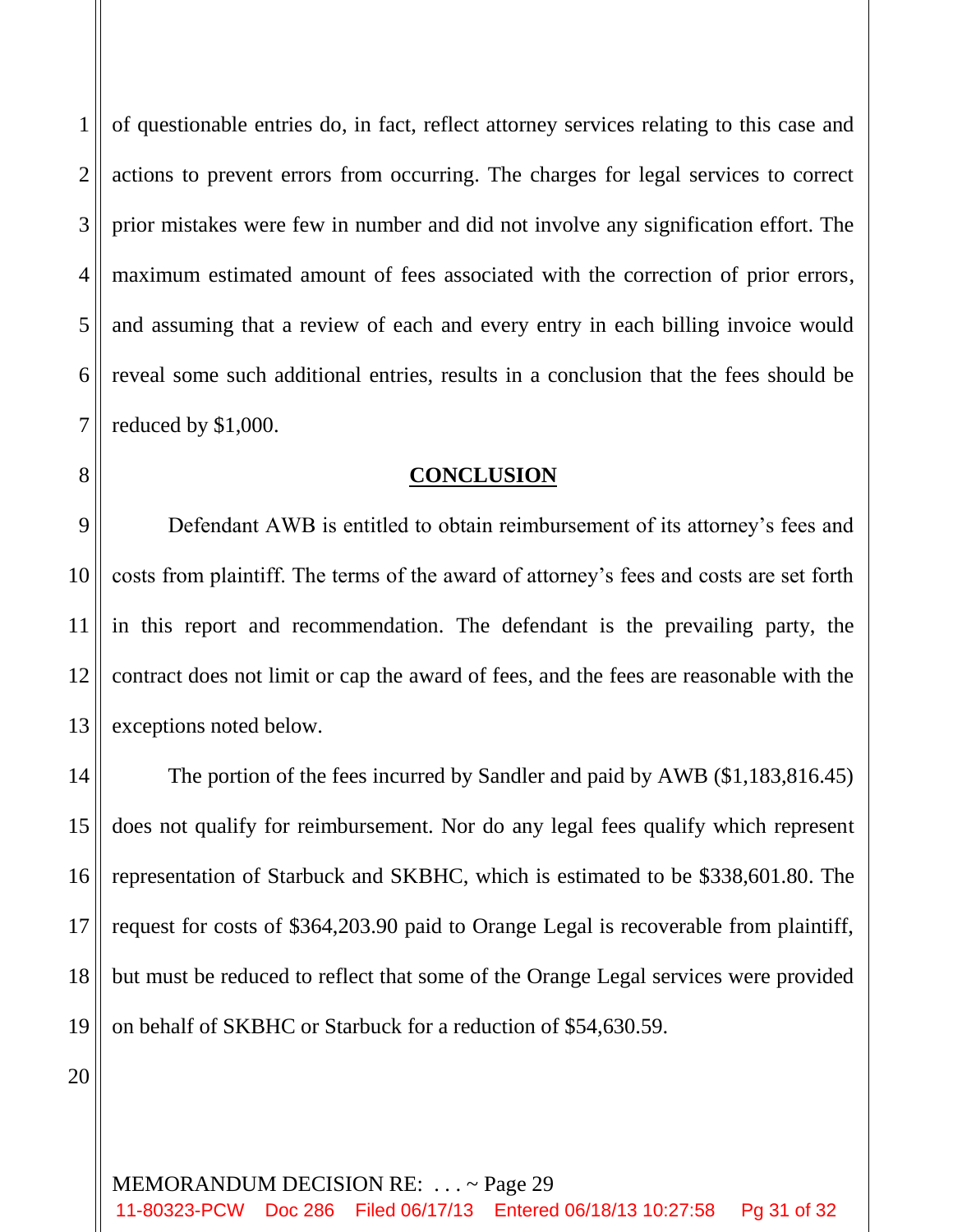of questionable entries do, in fact, reflect attorney services relating to this case and actions to prevent errors from occurring. The charges for legal services to correct prior mistakes were few in number and did not involve any signification effort. The maximum estimated amount of fees associated with the correction of prior errors, and assuming that a review of each and every entry in each billing invoice would reveal some such additional entries, results in a conclusion that the fees should be reduced by $1,000.

## CONCLUSION

Defendant AWB is entitled to obtain reimbursement of its attorney's fees and costs from plaintiff. The terms of the award of attorney's fees and costs are set forth in this report and recommendation. The defendant is the prevailing party, the contract does not limit or cap the award of fees, and the fees are reasonable with the exceptions noted below.

The portion of the fees incurred by Sandler and paid by AWB ($1,183,816.45) does not qualify for reimbursement. Nor do any legal fees qualify which represent representation of Starbuck and SKBHC, which is estimated to be $338,601.80. The request for costs of $364,203.90 paid to Orange Legal is recoverable from plaintiff, but must be reduced to reflect that some of the Orange Legal services were provided on behalf of SKBHC or Starbuck for a reduction of $54,630.59.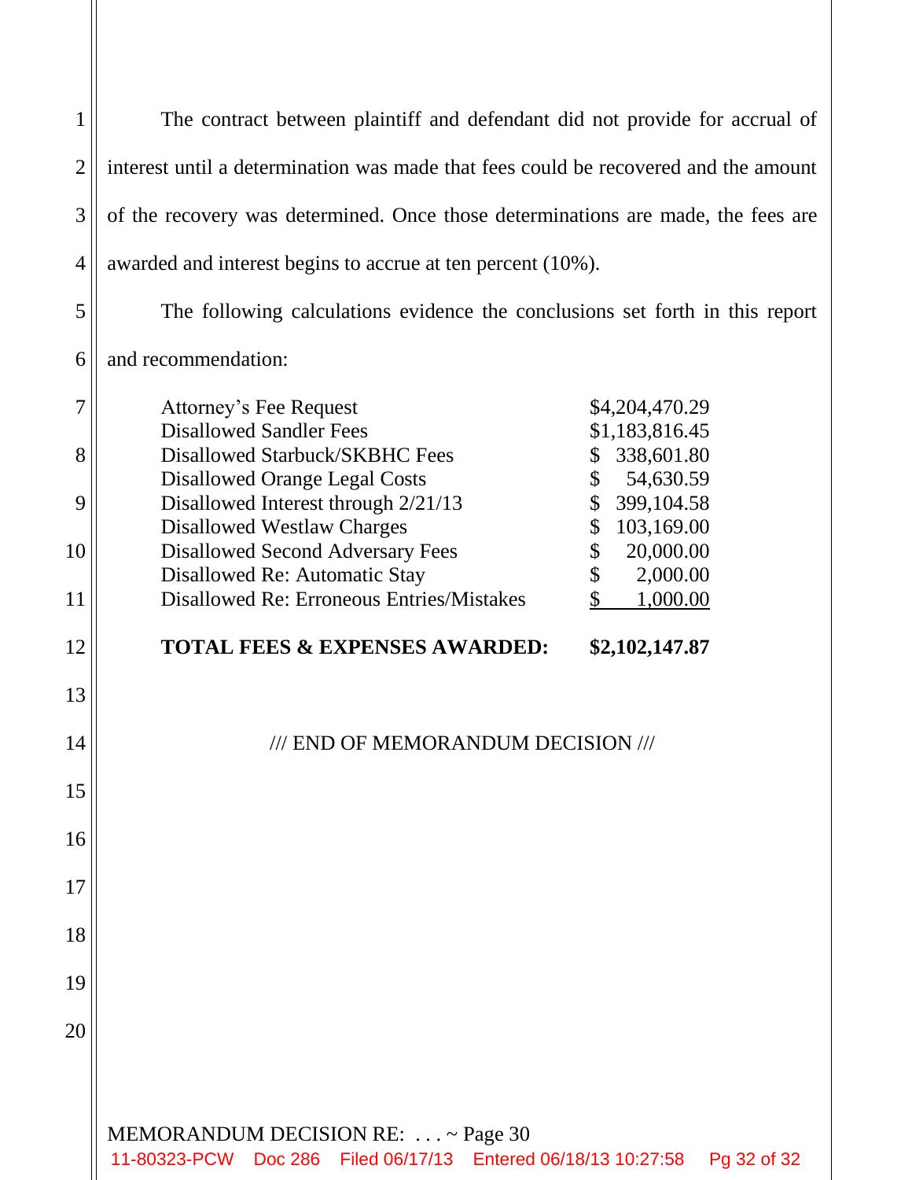The contract between plaintiff and defendant did not provide for accrual of interest until a determination was made that fees could be recovered and the amount of the recovery was determined. Once those determinations are made, the fees are awarded and interest begins to accrue at ten percent (10%).

The following calculations evidence the conclusions set forth in this report and recommendation:

| | |
|---|---|
| Attorney's Fee Request | $4,204,470.29 |
| Disallowed Sandler Fees | $1,183,816.45 |
| Disallowed Starbuck/SKBHC Fees | $ 338,601.80 |
| Disallowed Orange Legal Costs | $ 54,630.59 |
| Disallowed Interest through 2/21/13 | $ 399,104.58 |
| Disallowed Westlaw Charges | $ 103,169.00 |
| Disallowed Second Adversary Fees | $ 20,000.00 |
| Disallowed Re: Automatic Stay | $ 2,000.00 |
| Disallowed Re: Erroneous Entries/Mistakes | $ 1,000.00 |
| **TOTAL FEES & EXPENSES AWARDED:** | **$2,102,147.87** |

/// END OF MEMORANDUM DECISION ///